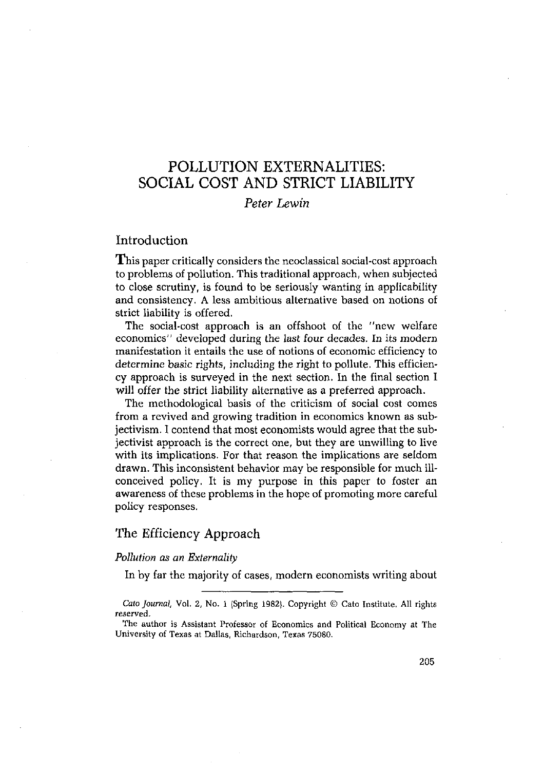# POLLUTION EXTERNALITIES: SOCIAL COST AND STRICT LIABILITY

*Peter Lewin*

## Introduction

This paper critically considers the neoclassical social-cost approach to problems of pollution. This traditional approach, when subjected to close scrutiny, is found to be seriously wanting in applicability and consistency. A less ambitious alternative based on notions of strict liability is offered.

The social-cost approach is an offshoot of the "new welfare economics" developed during the last four decades. In its modern manifestation it entails the use of notions of economic efficiency to determine basic rights, including the right to pollute. This efficiency approach is surveyed in the next section. In the final section I will offer the strict liability alternative as a preferred approach.

The methodological basis of the criticism of social cost comes from a revived and growing tradition in economics known as subjectivism. I contend that most economists would agree that the subjectivist approach is the correct one, but they are unwilling to live with its implications. For that reason the implications are seldom drawn. This inconsistent behavior may be responsible for much ill-conceived policy. It is my purpose in this paper to foster an awareness of these problems in the hope of promoting more careful policy responses.

## The Efficiency Approach

### *Pollution as an Externality*

In by far the majority of cases, modern economists writing about

---

*Cato Journal*, Vol. 2, No. 1 (Spring 1982). Copyright © Cato Institute. All rights reserved.

The author is Assistant Professor of Economics and Political Economy at The University of Texas at Dallas, Richardson, Texas 75080.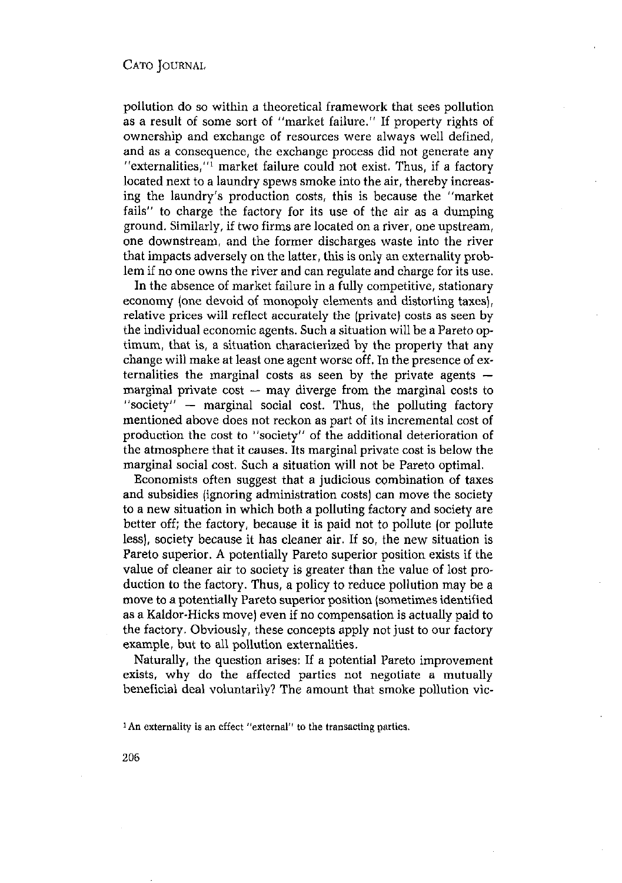pollution do so within a theoretical framework that sees pollution as a result of some sort of "market failure." If property rights of ownership and exchange of resources were always well defined, and as a consequence, the exchange process did not generate any "externalities,"[1] market failure could not exist. Thus, if a factory located next to a laundry spews smoke into the air, thereby increasing the laundry's production costs, this is because the "market fails" to charge the factory for its use of the air as a dumping ground. Similarly, if two firms are located on a river, one upstream, one downstream, and the former discharges waste into the river that impacts adversely on the latter, this is only an externality problem if no one owns the river and can regulate and charge for its use.

In the absence of market failure in a fully competitive, stationary economy (one devoid of monopoly elements and distorting taxes), relative prices will reflect accurately the (private) costs as seen by the individual economic agents. Such a situation will be a Pareto optimum, that is, a situation characterized by the property that any change will make at least one agent worse off. In the presence of externalities the marginal costs as seen by the private agents — marginal private cost — may diverge from the marginal costs to "society" — marginal social cost. Thus, the polluting factory mentioned above does not reckon as part of its incremental cost of production the cost to "society" of the additional deterioration of the atmosphere that it causes. Its marginal private cost is below the marginal social cost. Such a situation will not be Pareto optimal.

Economists often suggest that a judicious combination of taxes and subsidies (ignoring administration costs) can move the society to a new situation in which both a polluting factory and society are better off; the factory, because it is paid not to pollute (or pollute less), society because it has cleaner air. If so, the new situation is Pareto superior. A potentially Pareto superior position exists if the value of cleaner air to society is greater than the value of lost production to the factory. Thus, a policy to reduce pollution may be a move to a potentially Pareto superior position (sometimes identified as a Kaldor-Hicks move) even if no compensation is actually paid to the factory. Obviously, these concepts apply not just to our factory example, but to all pollution externalities.

Naturally, the question arises: If a potential Pareto improvement exists, why do the affected parties not negotiate a mutually beneficial deal voluntarily? The amount that smoke pollution vic-

[1] An externality is an effect "external" to the transacting parties.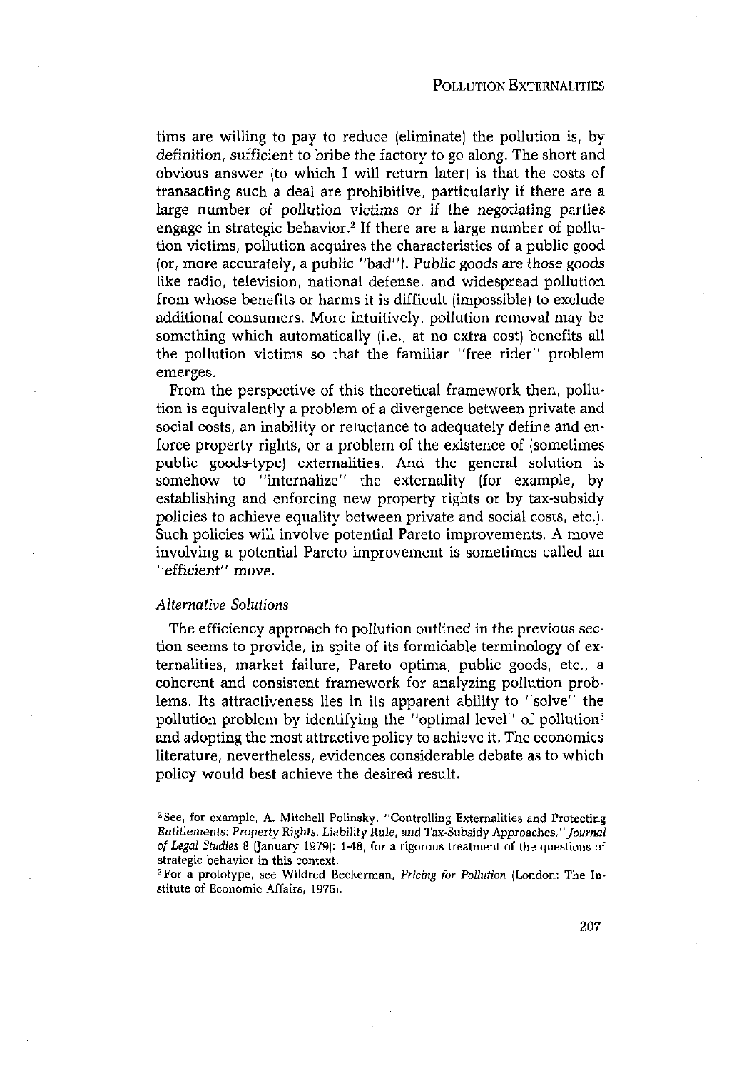tims are willing to pay to reduce (eliminate) the pollution is, by definition, sufficient to bribe the factory to go along. The short and obvious answer (to which I will return later) is that the costs of transacting such a deal are prohibitive, particularly if there are a large number of pollution victims or if the negotiating parties engage in strategic behavior.[2] If there are a large number of pollution victims, pollution acquires the characteristics of a public good (or, more accurately, a public "bad"). Public goods are those goods like radio, television, national defense, and widespread pollution from whose benefits or harms it is difficult (impossible) to exclude additional consumers. More intuitively, pollution removal may be something which automatically (i.e., at no extra cost) benefits all the pollution victims so that the familiar "free rider" problem emerges.

From the perspective of this theoretical framework then, pollution is equivalently a problem of a divergence between private and social costs, an inability or reluctance to adequately define and enforce property rights, or a problem of the existence of (sometimes public goods-type) externalities. And the general solution is somehow to "internalize" the externality (for example, by establishing and enforcing new property rights or by tax-subsidy policies to achieve equality between private and social costs, etc.). Such policies will involve potential Pareto improvements. A move involving a potential Pareto improvement is sometimes called an "efficient" move.

### *Alternative Solutions*

The efficiency approach to pollution outlined in the previous section seems to provide, in spite of its formidable terminology of externalities, market failure, Pareto optima, public goods, etc., a coherent and consistent framework for analyzing pollution problems. Its attractiveness lies in its apparent ability to "solve" the pollution problem by identifying the "optimal level" of pollution[3] and adopting the most attractive policy to achieve it. The economics literature, nevertheless, evidences considerable debate as to which policy would best achieve the desired result.

[2] See, for example, A. Mitchell Polinsky, "Controlling Externalities and Protecting Entitlements: Property Rights, Liability Rule, and Tax-Subsidy Approaches," *Journal of Legal Studies* 8 (January 1979): 1-48, for a rigorous treatment of the questions of strategic behavior in this context.

[3] For a prototype, see Wildred Beckerman, *Pricing for Pollution* (London: The Institute of Economic Affairs, 1975).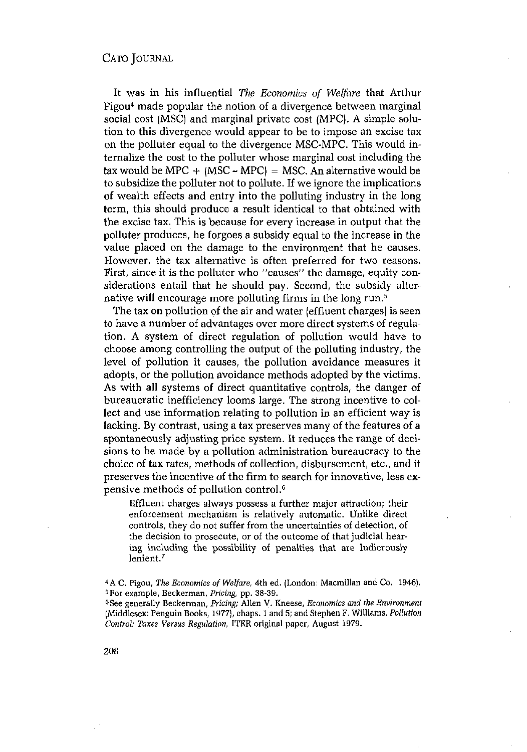It was in his influential *The Economics of Welfare* that Arthur Pigou[4] made popular the notion of a divergence between marginal social cost (MSC) and marginal private cost (MPC). A simple solution to this divergence would appear to be to impose an excise tax on the polluter equal to the divergence MSC-MPC. This would internalize the cost to the polluter whose marginal cost including the tax would be MPC + (MSC - MPC) = MSC. An alternative would be to subsidize the polluter not to pollute. If we ignore the implications of wealth effects and entry into the polluting industry in the long term, this should produce a result identical to that obtained with the excise tax. This is because for every increase in output that the polluter produces, he forgoes a subsidy equal to the increase in the value placed on the damage to the environment that he causes. However, the tax alternative is often preferred for two reasons. First, since it is the polluter who "causes" the damage, equity considerations entail that he should pay. Second, the subsidy alternative will encourage more polluting firms in the long run.[5]

The tax on pollution of the air and water (effluent charges) is seen to have a number of advantages over more direct systems of regulation. A system of direct regulation of pollution would have to choose among controlling the output of the polluting industry, the level of pollution it causes, the pollution avoidance measures it adopts, or the pollution avoidance methods adopted by the victims. As with all systems of direct quantitative controls, the danger of bureaucratic inefficiency looms large. The strong incentive to collect and use information relating to pollution in an efficient way is lacking. By contrast, using a tax preserves many of the features of a spontaneously adjusting price system. It reduces the range of decisions to be made by a pollution administration bureaucracy to the choice of tax rates, methods of collection, disbursement, etc., and it preserves the incentive of the firm to search for innovative, less expensive methods of pollution control.[6]

> Effluent charges always possess a further major attraction; their enforcement mechanism is relatively automatic. Unlike direct controls, they do not suffer from the uncertainties of detection, of the decision to prosecute, or of the outcome of that judicial hearing including the possibility of penalties that are ludicrously lenient.[7]

---

[4] A.C. Pigou, *The Economics of Welfare*, 4th ed. (London: Macmillan and Co., 1946).

[5] For example, Beckerman, *Pricing*, pp. 38-39.

[6] See generally Beckerman, *Pricing*; Allen V. Kneese, *Economics and the Environment* (Middlesex: Penguin Books, 1977), chaps. 1 and 5; and Stephen F. Williams, *Pollution Control: Taxes Versus Regulation*, ITER original paper, August 1979.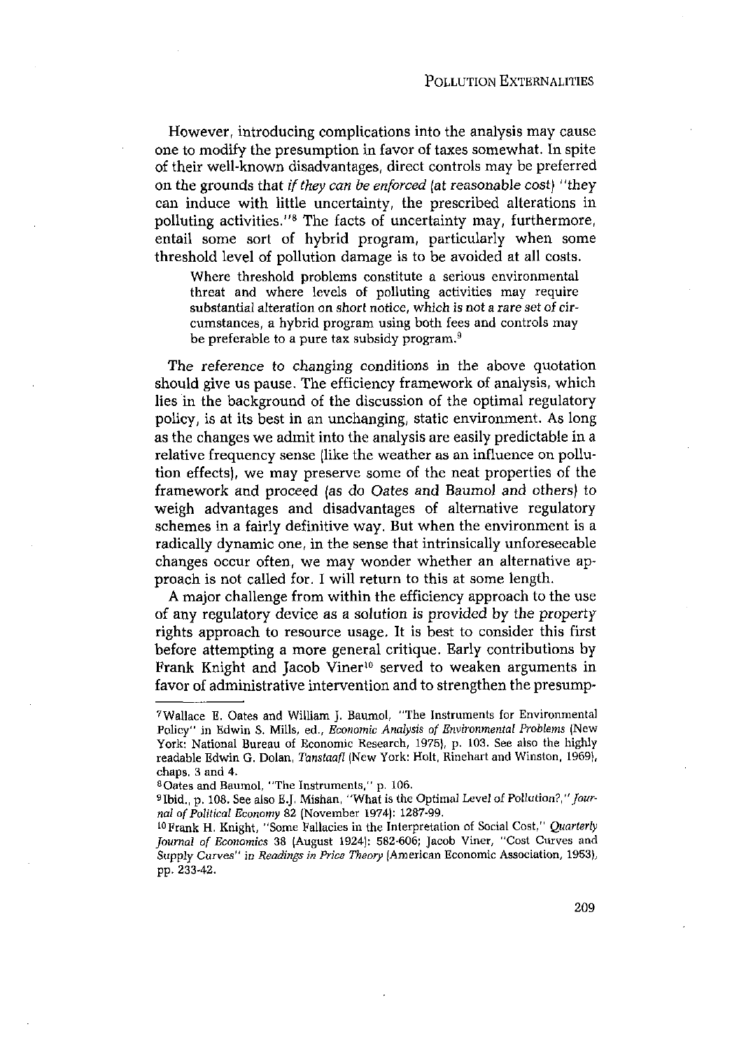However, introducing complications into the analysis may cause one to modify the presumption in favor of taxes somewhat. In spite of their well-known disadvantages, direct controls may be preferred on the grounds that *if they can be enforced* (at reasonable cost) "they can induce with little uncertainty, the prescribed alterations in polluting activities."[8] The facts of uncertainty may, furthermore, entail some sort of hybrid program, particularly when some threshold level of pollution damage is to be avoided at all costs.

> Where threshold problems constitute a serious environmental threat and where levels of polluting activities may require substantial alteration on short notice, which is not a rare set of circumstances, a hybrid program using both fees and controls may be preferable to a pure tax subsidy program.[9]

The reference to changing conditions in the above quotation should give us pause. The efficiency framework of analysis, which lies in the background of the discussion of the optimal regulatory policy, is at its best in an unchanging, static environment. As long as the changes we admit into the analysis are easily predictable in a relative frequency sense (like the weather as an influence on pollution effects), we may preserve some of the neat properties of the framework and proceed (as do Oates and Baumol and others) to weigh advantages and disadvantages of alternative regulatory schemes in a fairly definitive way. But when the environment is a radically dynamic one, in the sense that intrinsically unforeseeable changes occur often, we may wonder whether an alternative approach is not called for. I will return to this at some length.

A major challenge from within the efficiency approach to the use of any regulatory device as a solution is provided by the property rights approach to resource usage. It is best to consider this first before attempting a more general critique. Early contributions by Frank Knight and Jacob Viner[10] served to weaken arguments in favor of administrative intervention and to strengthen the presump-

---

[7] Wallace E. Oates and William J. Baumol, "The Instruments for Environmental Policy" in Edwin S. Mills, ed., *Economic Analysis of Environmental Problems* (New York: National Bureau of Economic Research, 1975), p. 103. See also the highly readable Edwin G. Dolan, *Tanstaafl* (New York: Holt, Rinehart and Winston, 1969), chaps. 3 and 4.

[8] Oates and Baumol, "The Instruments," p. 106.

[9] Ibid., p. 108. See also E.J. Mishan, "What is the Optimal Level of Pollution?," *Journal of Political Economy* 82 (November 1974): 1287-99.

[10] Frank H. Knight, "Some Fallacies in the Interpretation of Social Cost," *Quarterly Journal of Economics* 38 (August 1924): 582-606; Jacob Viner, "Cost Curves and Supply Curves" in *Readings in Price Theory* (American Economic Association, 1953), pp. 233-42.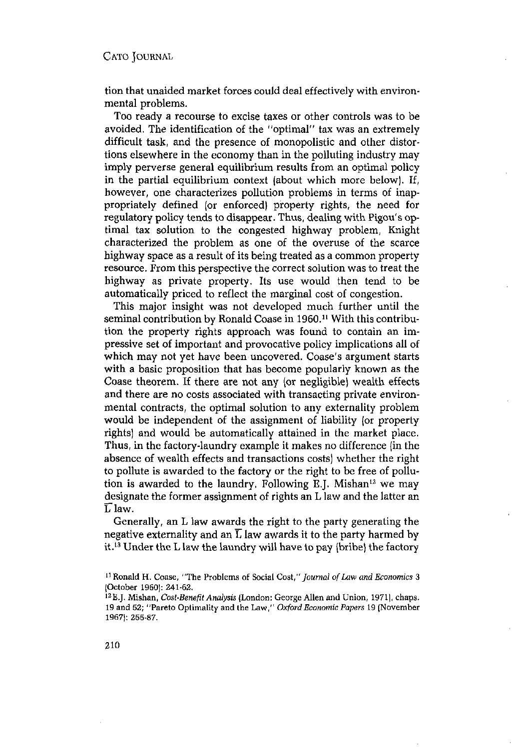tion that unaided market forces could deal effectively with environmental problems.

Too ready a recourse to excise taxes or other controls was to be avoided. The identification of the "optimal" tax was an extremely difficult task, and the presence of monopolistic and other distortions elsewhere in the economy than in the polluting industry may imply perverse general equilibrium results from an optimal policy in the partial equilibrium context (about which more below). If, however, one characterizes pollution problems in terms of inappropriately defined (or enforced) property rights, the need for regulatory policy tends to disappear. Thus, dealing with Pigou's optimal tax solution to the congested highway problem, Knight characterized the problem as one of the overuse of the scarce highway space as a result of its being treated as a common property resource. From this perspective the correct solution was to treat the highway as private property. Its use would then tend to be automatically priced to reflect the marginal cost of congestion.

This major insight was not developed much further until the seminal contribution by Ronald Coase in 1960.[11] With this contribution the property rights approach was found to contain an impressive set of important and provocative policy implications all of which may not yet have been uncovered. Coase's argument starts with a basic proposition that has become popularly known as the Coase theorem. If there are not any (or negligible) wealth effects and there are no costs associated with transacting private environmental contracts, the optimal solution to any externality problem would be independent of the assignment of liability (or property rights) and would be automatically attained in the market place. Thus, in the factory-laundry example it makes no difference (in the absence of wealth effects and transactions costs) whether the right to pollute is awarded to the factory or the right to be free of pollution is awarded to the laundry. Following E.J. Mishan[12] we may designate the former assignment of rights an L law and the latter an $\overline{L}$ law.

Generally, an L law awards the right to the party generating the negative externality and an $\overline{L}$ law awards it to the party harmed by it.[13] Under the L law the laundry will have to pay (bribe) the factory

[11] Ronald H. Coase, "The Problems of Social Cost," *Journal of Law and Economics* 3 (October 1960): 241-62.

[12] E.J. Mishan, *Cost-Benefit Analysis* (London: George Allen and Union, 1971), chaps. 19 and 52; "Pareto Optimality and the Law," *Oxford Economic Papers* 19 (November 1967): 255-87.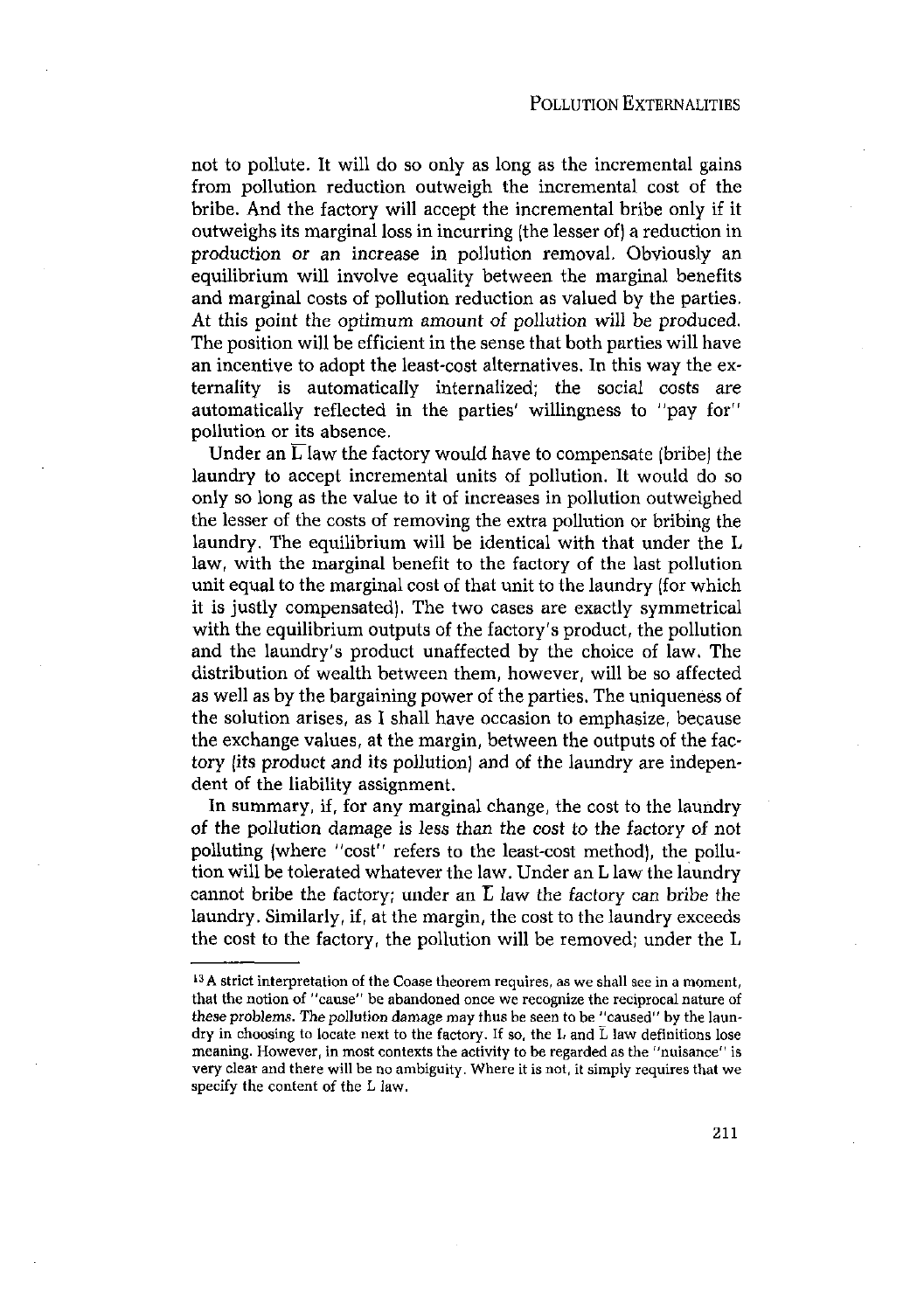not to pollute. It will do so only as long as the incremental gains from pollution reduction outweigh the incremental cost of the bribe. And the factory will accept the incremental bribe only if it outweighs its marginal loss in incurring (the lesser of) a reduction in production or an increase in pollution removal. Obviously an equilibrium will involve equality between the marginal benefits and marginal costs of pollution reduction as valued by the parties. At this point the optimum amount of pollution will be produced. The position will be efficient in the sense that both parties will have an incentive to adopt the least-cost alternatives. In this way the externality is automatically internalized; the social costs are automatically reflected in the parties' willingness to "pay for" pollution or its absence.

Under an $\overline{L}$ law the factory would have to compensate (bribe) the laundry to accept incremental units of pollution. It would do so only so long as the value to it of increases in pollution outweighed the lesser of the costs of removing the extra pollution or bribing the laundry. The equilibrium will be identical with that under the L law, with the marginal benefit to the factory of the last pollution unit equal to the marginal cost of that unit to the laundry (for which it is justly compensated). The two cases are exactly symmetrical with the equilibrium outputs of the factory's product, the pollution and the laundry's product unaffected by the choice of law. The distribution of wealth between them, however, will be so affected as well as by the bargaining power of the parties. The uniqueness of the solution arises, as I shall have occasion to emphasize, because the exchange values, at the margin, between the outputs of the factory (its product and its pollution) and of the laundry are independent of the liability assignment.

In summary, if, for any marginal change, the cost to the laundry of the pollution damage is less than the cost to the factory of not polluting (where "cost" refers to the least-cost method), the pollution will be tolerated whatever the law. Under an L law the laundry cannot bribe the factory; under an $\overline{L}$ law the factory can bribe the laundry. Similarly, if, at the margin, the cost to the laundry exceeds the cost to the factory, the pollution will be removed; under the L

---

[13] A strict interpretation of the Coase theorem requires, as we shall see in a moment, that the notion of "cause" be abandoned once we recognize the reciprocal nature of these problems. The pollution damage may thus be seen to be "caused" by the laundry in choosing to locate next to the factory. If so, the L and $\overline{L}$ law definitions lose meaning. However, in most contexts the activity to be regarded as the "nuisance" is very clear and there will be no ambiguity. Where it is not, it simply requires that we specify the content of the L law.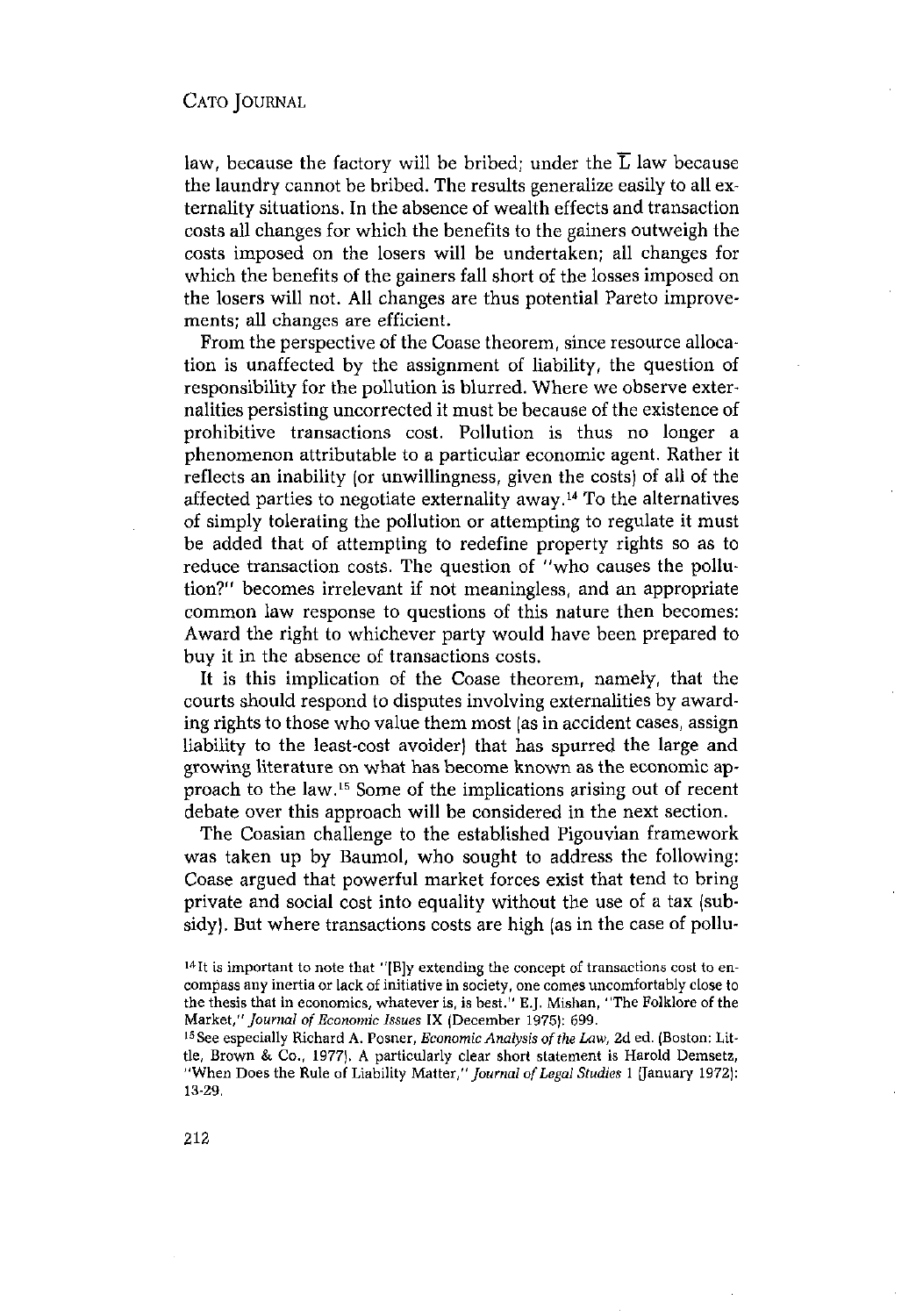law, because the factory will be bribed; under the $\overline{L}$ law because the laundry cannot be bribed. The results generalize easily to all externality situations. In the absence of wealth effects and transaction costs all changes for which the benefits to the gainers outweigh the costs imposed on the losers will be undertaken; all changes for which the benefits of the gainers fall short of the losses imposed on the losers will not. All changes are thus potential Pareto improvements; all changes are efficient.

From the perspective of the Coase theorem, since resource allocation is unaffected by the assignment of liability, the question of responsibility for the pollution is blurred. Where we observe externalities persisting uncorrected it must be because of the existence of prohibitive transactions cost. Pollution is thus no longer a phenomenon attributable to a particular economic agent. Rather it reflects an inability (or unwillingness, given the costs) of all of the affected parties to negotiate externality away.[14] To the alternatives of simply tolerating the pollution or attempting to regulate it must be added that of attempting to redefine property rights so as to reduce transaction costs. The question of "who causes the pollution?" becomes irrelevant if not meaningless, and an appropriate common law response to questions of this nature then becomes: Award the right to whichever party would have been prepared to buy it in the absence of transactions costs.

It is this implication of the Coase theorem, namely, that the courts should respond to disputes involving externalities by awarding rights to those who value them most (as in accident cases, assign liability to the least-cost avoider) that has spurred the large and growing literature on what has become known as the economic approach to the law.[15] Some of the implications arising out of recent debate over this approach will be considered in the next section.

The Coasian challenge to the established Pigouvian framework was taken up by Baumol, who sought to address the following: Coase argued that powerful market forces exist that tend to bring private and social cost into equality without the use of a tax (subsidy). But where transactions costs are high (as in the case of pollu-

[14] It is important to note that "[B]y extending the concept of transactions cost to encompass any inertia or lack of initiative in society, one comes uncomfortably close to the thesis that in economics, whatever is, is best." E.J. Mishan, "The Folklore of the Market," *Journal of Economic Issues* IX (December 1975): 699.

[15] See especially Richard A. Posner, *Economic Analysis of the Law*, 2d ed. (Boston: Little, Brown & Co., 1977). A particularly clear short statement is Harold Demsetz, "When Does the Rule of Liability Matter," *Journal of Legal Studies* 1 (January 1972): 13-29.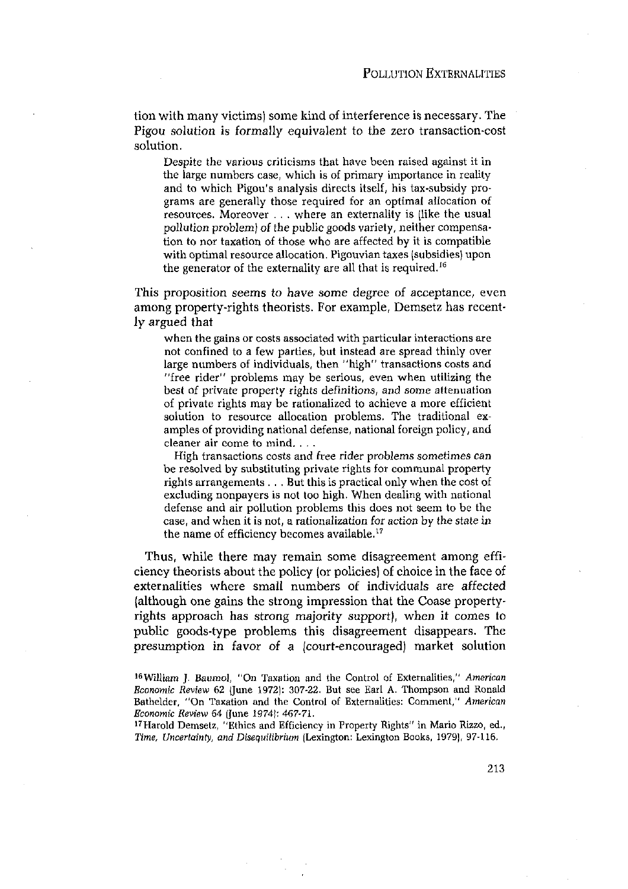tion with many victims) some kind of interference is necessary. The Pigou solution is formally equivalent to the zero transaction-cost solution.

> Despite the various criticisms that have been raised against it in the large numbers case, which is of primary importance in reality and to which Pigou's analysis directs itself, his tax-subsidy programs are generally those required for an optimal allocation of resources. Moreover . . . where an externality is (like the usual pollution problem) of the public goods variety, neither compensation to nor taxation of those who are affected by it is compatible with optimal resource allocation. Pigouvian taxes (subsidies) upon the generator of the externality are all that is required.[16]

This proposition seems to have some degree of acceptance, even among property-rights theorists. For example, Demsetz has recently argued that

> when the gains or costs associated with particular interactions are not confined to a few parties, but instead are spread thinly over large numbers of individuals, then "high" transactions costs and "free rider" problems may be serious, even when utilizing the best of private property rights definitions, and some attenuation of private rights may be rationalized to achieve a more efficient solution to resource allocation problems. The traditional examples of providing national defense, national foreign policy, and cleaner air come to mind. . . .
>
> High transactions costs and free rider problems sometimes can be resolved by substituting private rights for communal property rights arrangements . . . But this is practical only when the cost of excluding nonpayers is not too high. When dealing with national defense and air pollution problems this does not seem to be the case, and when it is not, a rationalization for action by the state in the name of efficiency becomes available.[17]

Thus, while there may remain some disagreement among efficiency theorists about the policy (or policies) of choice in the face of externalities where small numbers of individuals are affected (although one gains the strong impression that the Coase property-rights approach has strong majority support), when it comes to public goods-type problems this disagreement disappears. The presumption in favor of a (court-encouraged) market solution

[16] William J. Baumol, "On Taxation and the Control of Externalities," *American Economic Review* 62 (June 1972): 307-22. But see Earl A. Thompson and Ronald Bathelder, "On Taxation and the Control of Externalities: Comment," *American Economic Review* 64 (June 1974): 467-71.

[17] Harold Demsetz, "Ethics and Efficiency in Property Rights" in Mario Rizzo, ed., *Time, Uncertainty, and Disequilibrium* (Lexington: Lexington Books, 1979), 97-116.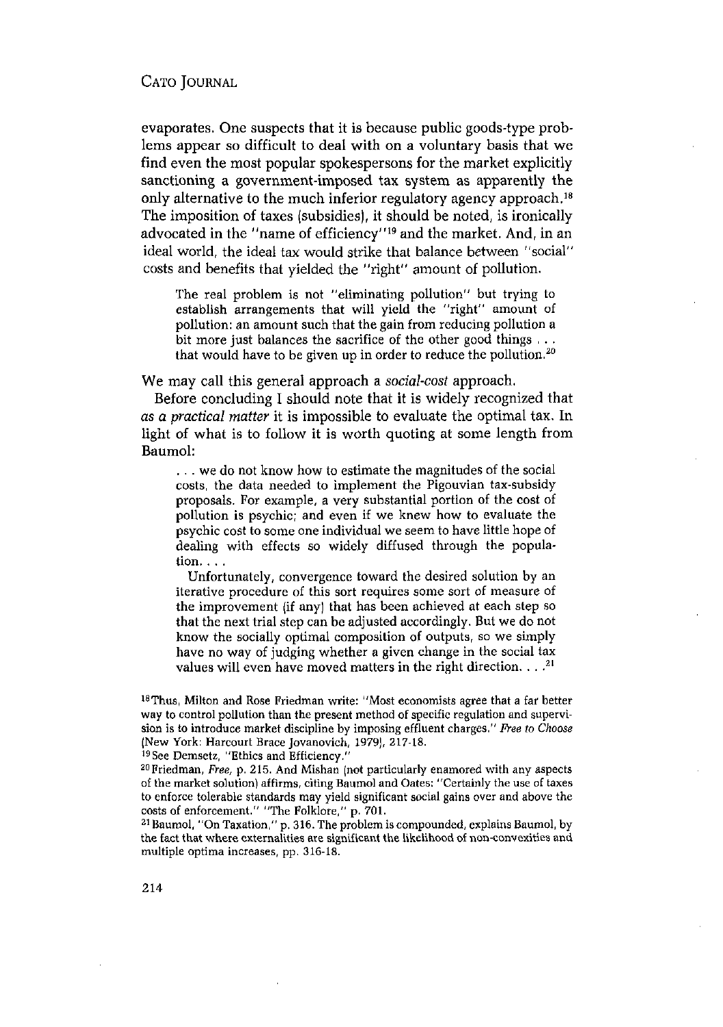evaporates. One suspects that it is because public goods-type problems appear so difficult to deal with on a voluntary basis that we find even the most popular spokespersons for the market explicitly sanctioning a government-imposed tax system as apparently the only alternative to the much inferior regulatory agency approach.[18] The imposition of taxes (subsidies), it should be noted, is ironically advocated in the "name of efficiency"[19] and the market. And, in an ideal world, the ideal tax would strike that balance between "social" costs and benefits that yielded the "right" amount of pollution.

> The real problem is not "eliminating pollution" but trying to establish arrangements that will yield the "right" amount of pollution: an amount such that the gain from reducing pollution a bit more just balances the sacrifice of the other good things . . . that would have to be given up in order to reduce the pollution.[20]

We may call this general approach a *social-cost* approach.

Before concluding I should note that it is widely recognized that *as a practical matter* it is impossible to evaluate the optimal tax. In light of what is to follow it is worth quoting at some length from Baumol:

> . . . we do not know how to estimate the magnitudes of the social costs, the data needed to implement the Pigouvian tax-subsidy proposals. For example, a very substantial portion of the cost of pollution is psychic; and even if we knew how to evaluate the psychic cost to some one individual we seem to have little hope of dealing with effects so widely diffused through the population. . . .
>
> Unfortunately, convergence toward the desired solution by an iterative procedure of this sort requires some sort of measure of the improvement (if any) that has been achieved at each step so that the next trial step can be adjusted accordingly. But we do not know the socially optimal composition of outputs, so we simply have no way of judging whether a given change in the social tax values will even have moved matters in the right direction. . . .[21]

[18] Thus, Milton and Rose Friedman write: "Most economists agree that a far better way to control pollution than the present method of specific regulation and supervision is to introduce market discipline by imposing effluent charges." *Free to Choose* (New York: Harcourt Brace Jovanovich, 1979), 217-18.

[19] See Demsetz, "Ethics and Efficiency."

[20] Friedman, *Free*, p. 215. And Mishan (not particularly enamored with any aspects of the market solution) affirms, citing Baumol and Oates: "Certainly the use of taxes to enforce tolerable standards may yield significant social gains over and above the costs of enforcement." "The Folklore," p. 701.

[21] Baumol, "On Taxation," p. 316. The problem is compounded, explains Baumol, by the fact that where externalities are significant the likelihood of non-convexities and multiple optima increases, pp. 316-18.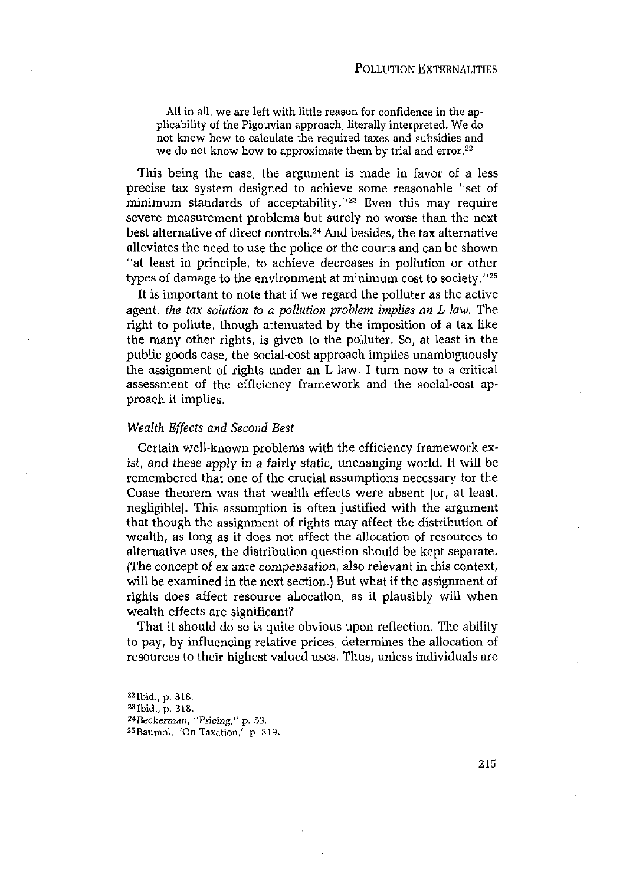> All in all, we are left with little reason for confidence in the applicability of the Pigouvian approach, literally interpreted. We do not know how to calculate the required taxes and subsidies and we do not know how to approximate them by trial and error.[22]

This being the case, the argument is made in favor of a less precise tax system designed to achieve some reasonable "set of minimum standards of acceptability."[23] Even this may require severe measurement problems but surely no worse than the next best alternative of direct controls.[24] And besides, the tax alternative alleviates the need to use the police or the courts and can be shown "at least in principle, to achieve decreases in pollution or other types of damage to the environment at minimum cost to society."[25]

It is important to note that if we regard the polluter as the active agent, *the tax solution to a pollution problem implies an L law.* The right to pollute, though attenuated by the imposition of a tax like the many other rights, is given to the polluter. So, at least in the public goods case, the social-cost approach implies unambiguously the assignment of rights under an L law. I turn now to a critical assessment of the efficiency framework and the social-cost approach it implies.

### *Wealth Effects and Second Best*

Certain well-known problems with the efficiency framework exist, and these apply in a fairly static, unchanging world. It will be remembered that one of the crucial assumptions necessary for the Coase theorem was that wealth effects were absent (or, at least, negligible). This assumption is often justified with the argument that though the assignment of rights may affect the distribution of wealth, as long as it does not affect the allocation of resources to alternative uses, the distribution question should be kept separate. (The concept of ex ante compensation, also relevant in this context, will be examined in the next section.) But what if the assignment of rights does affect resource allocation, as it plausibly will when wealth effects are significant?

That it should do so is quite obvious upon reflection. The ability to pay, by influencing relative prices, determines the allocation of resources to their highest valued uses. Thus, unless individuals are

[22] Ibid., p. 318.
[23] Ibid., p. 318.
[24] Beckerman, "Pricing," p. 53.
[25] Baumol, "On Taxation," p. 319.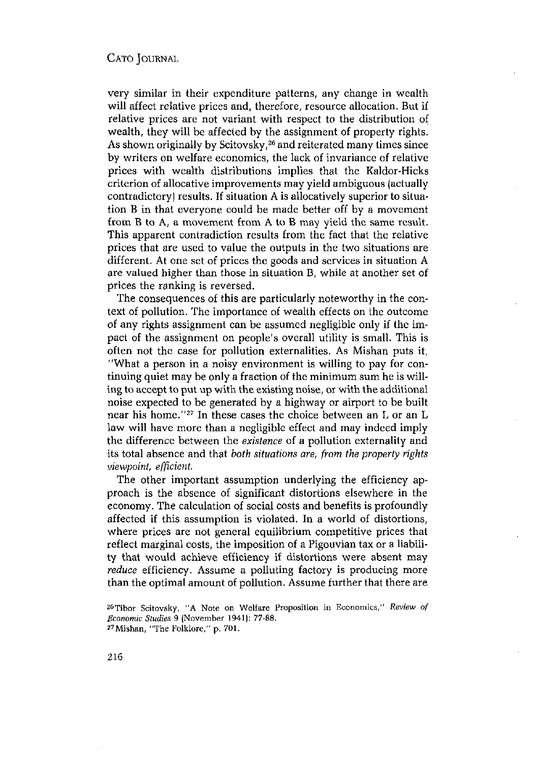very similar in their expenditure patterns, any change in wealth will affect relative prices and, therefore, resource allocation. But if relative prices are not variant with respect to the distribution of wealth, they will be affected by the assignment of property rights. As shown originally by Scitovsky,[26] and reiterated many times since by writers on welfare economics, the lack of invariance of relative prices with wealth distributions implies that the Kaldor-Hicks criterion of allocative improvements may yield ambiguous (actually contradictory) results. If situation A is allocatively superior to situation B in that everyone could be made better off by a movement from B to A, a movement from A to B may yield the same result. This apparent contradiction results from the fact that the relative prices that are used to value the outputs in the two situations are different. At one set of prices the goods and services in situation A are valued higher than those in situation B, while at another set of prices the ranking is reversed.

The consequences of this are particularly noteworthy in the context of pollution. The importance of wealth effects on the outcome of any rights assignment can be assumed negligible only if the impact of the assignment on people's overall utility is small. This is often not the case for pollution externalities. As Mishan puts it, "What a person in a noisy environment is willing to pay for continuing quiet may be only a fraction of the minimum sum he is willing to accept to put up with the existing noise, or with the additional noise expected to be generated by a highway or airport to be built near his home."[27] In these cases the choice between an L or an L law will have more than a negligible effect and may indeed imply the difference between the *existence* of a pollution externality and its total absence and that *both situations are, from the property rights viewpoint, efficient.*

The other important assumption underlying the efficiency approach is the absence of significant distortions elsewhere in the economy. The calculation of social costs and benefits is profoundly affected if this assumption is violated. In a world of distortions, where prices are not general equilibrium competitive prices that reflect marginal costs, the imposition of a Pigouvian tax or a liability that would achieve efficiency if distortions were absent may *reduce* efficiency. Assume a polluting factory is producing more than the optimal amount of pollution. Assume further that there are

[26]Tibor Scitovsky, "A Note on Welfare Proposition in Economics," *Review of Economic Studies* 9 (November 1941): 77-88.

[27]Mishan, "The Folklore," p. 701.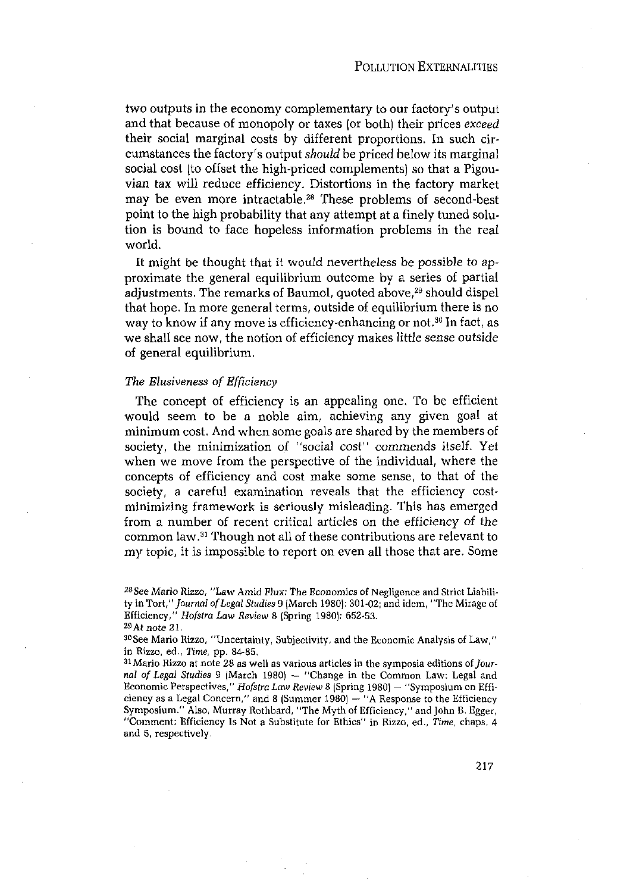two outputs in the economy complementary to our factory's output and that because of monopoly or taxes (or both) their prices *exceed* their social marginal costs by different proportions. In such circumstances the factory's output *should* be priced below its marginal social cost (to offset the high-priced complements) so that a Pigouvian tax will reduce efficiency. Distortions in the factory market may be even more intractable.[28] These problems of second-best point to the high probability that any attempt at a finely tuned solution is bound to face hopeless information problems in the real world.

It might be thought that it would nevertheless be possible to approximate the general equilibrium outcome by a series of partial adjustments. The remarks of Baumol, quoted above,[29] should dispel that hope. In more general terms, outside of equilibrium there is no way to know if any move is efficiency-enhancing or not.[30] In fact, as we shall see now, the notion of efficiency makes little sense outside of general equilibrium.

### *The Elusiveness of Efficiency*

The concept of efficiency is an appealing one. To be efficient would seem to be a noble aim, achieving any given goal at minimum cost. And when some goals are shared by the members of society, the minimization of "social cost" commends itself. Yet when we move from the perspective of the individual, where the concepts of efficiency and cost make some sense, to that of the society, a careful examination reveals that the efficiency cost-minimizing framework is seriously misleading. This has emerged from a number of recent critical articles on the efficiency of the common law.[31] Though not all of these contributions are relevant to my topic, it is impossible to report on even all those that are. Some

---

[28] See Mario Rizzo, "Law Amid Flux: The Economics of Negligence and Strict Liability in Tort," *Journal of Legal Studies* 9 (March 1980): 301-02; and idem, "The Mirage of Efficiency," *Hofstra Law Review* 8 (Spring 1980): 652-53.

[29] At note 21.

[30] See Mario Rizzo, "Uncertainty, Subjectivity, and the Economic Analysis of Law," in Rizzo, ed., *Time*, pp. 84-85.

[31] Mario Rizzo at note 28 as well as various articles in the symposia editions of *Journal of Legal Studies* 9 (March 1980) — "Change in the Common Law: Legal and Economic Perspectives," *Hofstra Law Review* 8 (Spring 1980) — "Symposium on Efficiency as a Legal Concern," and 8 (Summer 1980) — "A Response to the Efficiency Symposium." Also, Murray Rothbard, "The Myth of Efficiency," and John B. Egger, "Comment: Efficiency Is Not a Substitute for Ethics" in Rizzo, ed., *Time*, chaps. 4 and 5, respectively.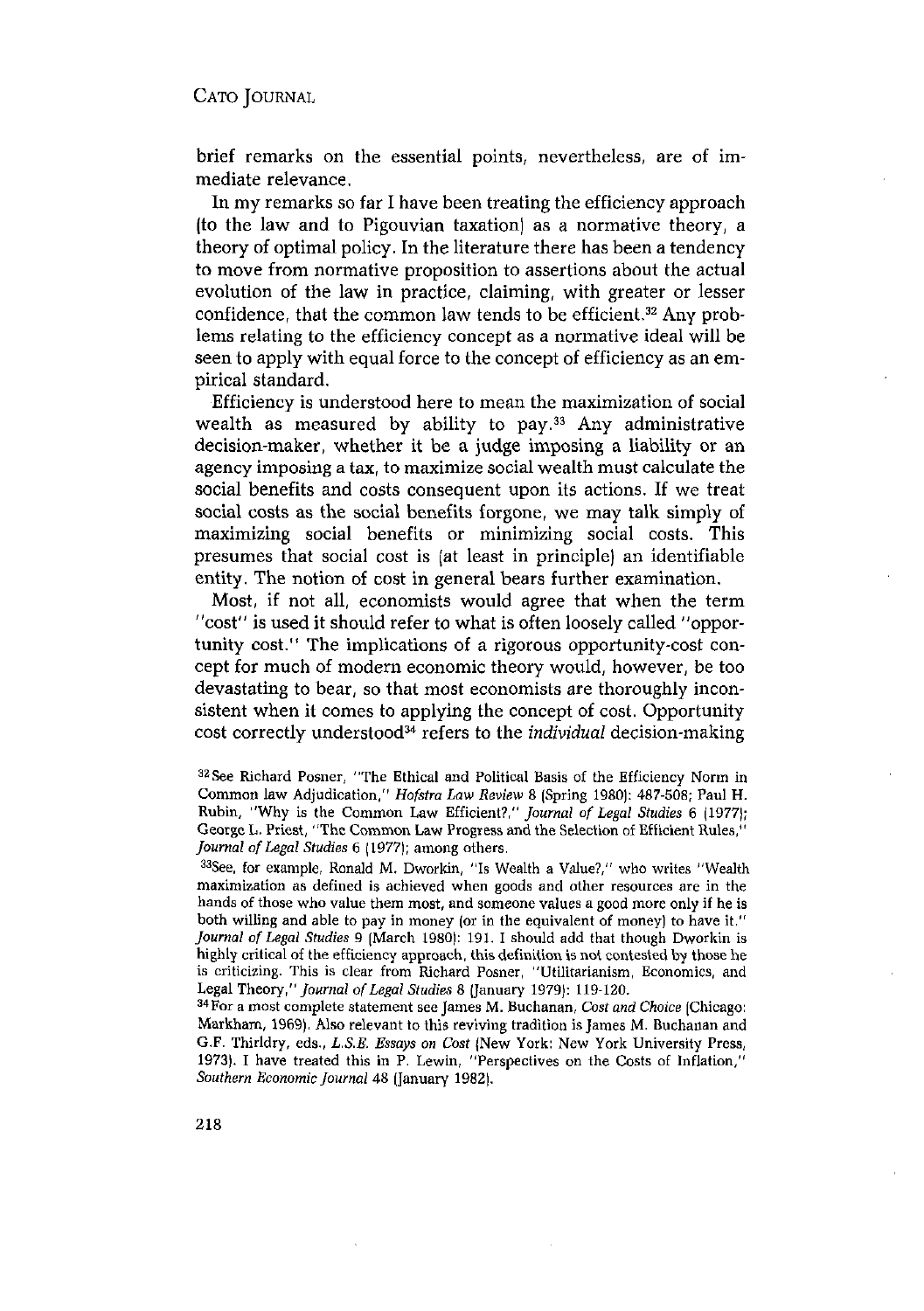brief remarks on the essential points, nevertheless, are of immediate relevance.

In my remarks so far I have been treating the efficiency approach (to the law and to Pigouvian taxation) as a normative theory, a theory of optimal policy. In the literature there has been a tendency to move from normative proposition to assertions about the actual evolution of the law in practice, claiming, with greater or lesser confidence, that the common law tends to be efficient.[32] Any problems relating to the efficiency concept as a normative ideal will be seen to apply with equal force to the concept of efficiency as an empirical standard.

Efficiency is understood here to mean the maximization of social wealth as measured by ability to pay.[33] Any administrative decision-maker, whether it be a judge imposing a liability or an agency imposing a tax, to maximize social wealth must calculate the social benefits and costs consequent upon its actions. If we treat social costs as the social benefits forgone, we may talk simply of maximizing social benefits or minimizing social costs. This presumes that social cost is (at least in principle) an identifiable entity. The notion of cost in general bears further examination.

Most, if not all, economists would agree that when the term "cost" is used it should refer to what is often loosely called "opportunity cost." The implications of a rigorous opportunity-cost concept for much of modern economic theory would, however, be too devastating to bear, so that most economists are thoroughly inconsistent when it comes to applying the concept of cost. Opportunity cost correctly understood[34] refers to the *individual* decision-making

[32] See Richard Posner, "The Ethical and Political Basis of the Efficiency Norm in Common law Adjudication," *Hofstra Law Review* 8 (Spring 1980): 487-508; Paul H. Rubin, "Why is the Common Law Efficient?," *Journal of Legal Studies* 6 (1977); George L. Priest, "The Common Law Progress and the Selection of Efficient Rules," *Journal of Legal Studies* 6 (1977); among others.

[33] See, for example, Ronald M. Dworkin, "Is Wealth a Value?," who writes "Wealth maximization as defined is achieved when goods and other resources are in the hands of those who value them most, and someone values a good more only if he is both willing and able to pay in money (or in the equivalent of money) to have it." *Journal of Legal Studies* 9 (March 1980): 191. I should add that though Dworkin is highly critical of the efficiency approach, this definition is not contested by those he is criticizing. This is clear from Richard Posner, "Utilitarianism, Economics, and Legal Theory," *Journal of Legal Studies* 8 (January 1979): 119-120.

[34] For a most complete statement see James M. Buchanan, *Cost and Choice* (Chicago: Markham, 1969). Also relevant to this reviving tradition is James M. Buchanan and G.F. Thirldry, eds., *L.S.E. Essays on Cost* (New York: New York University Press, 1973). I have treated this in P. Lewin, "Perspectives on the Costs of Inflation," *Southern Economic Journal* 48 (January 1982).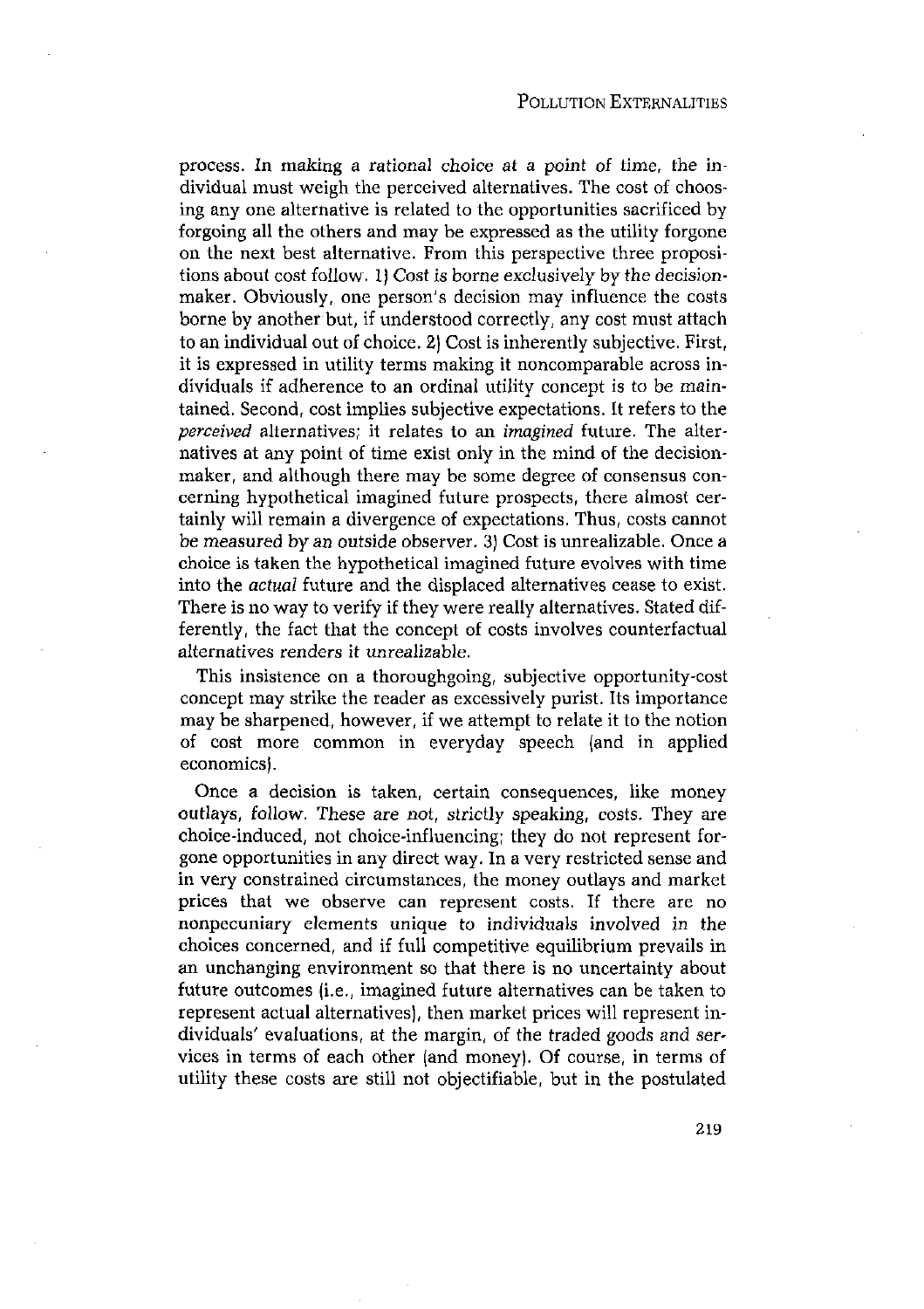process. In making a rational choice at a point of time, the individual must weigh the perceived alternatives. The cost of choosing any one alternative is related to the opportunities sacrificed by forgoing all the others and may be expressed as the utility forgone on the next best alternative. From this perspective three propositions about cost follow. 1) *Cost is borne exclusively by the decision-maker.* Obviously, one person's decision may influence the costs borne by another but, if understood correctly, any cost must attach to an individual out of choice. 2) Cost is inherently subjective. First, it is expressed in utility terms making it noncomparable across individuals if adherence to an ordinal utility concept is to be maintained. Second, cost implies subjective expectations. It refers to the *perceived* alternatives; it relates to an *imagined* future. The alternatives at any point of time exist only in the mind of the decision-maker, and although there may be some degree of consensus concerning hypothetical imagined future prospects, there almost certainly will remain a divergence of expectations. Thus, *costs cannot be measured by an outside observer.* 3) Cost is unrealizable. Once a choice is taken the hypothetical imagined future evolves with time into the *actual* future and the displaced alternatives cease to exist. There is no way to verify if they were really alternatives. Stated differently, the fact that the concept of costs involves counterfactual alternatives renders it *unrealizable.*

This insistence on a thoroughgoing, subjective opportunity-cost concept may strike the reader as excessively purist. Its importance may be sharpened, however, if we attempt to relate it to the notion of cost more common in everyday speech (and in applied economics).

Once a decision is taken, certain consequences, like money outlays, follow. *These are not, strictly speaking, costs.* They are choice-induced, not choice-influencing; they do not represent forgone opportunities in any direct way. In a very restricted sense and in very constrained circumstances, the money outlays and market prices that we observe can represent costs. If there are no nonpecuniary elements unique to individuals involved in the choices concerned, and if full competitive equilibrium prevails in an unchanging environment so that there is no uncertainty about future outcomes (i.e., imagined future alternatives can be taken to represent actual alternatives), then market prices will represent individuals' evaluations, at the margin, of the traded goods and services in terms of each other (and money). Of course, in terms of utility these costs are still not objectifiable, but in the postulated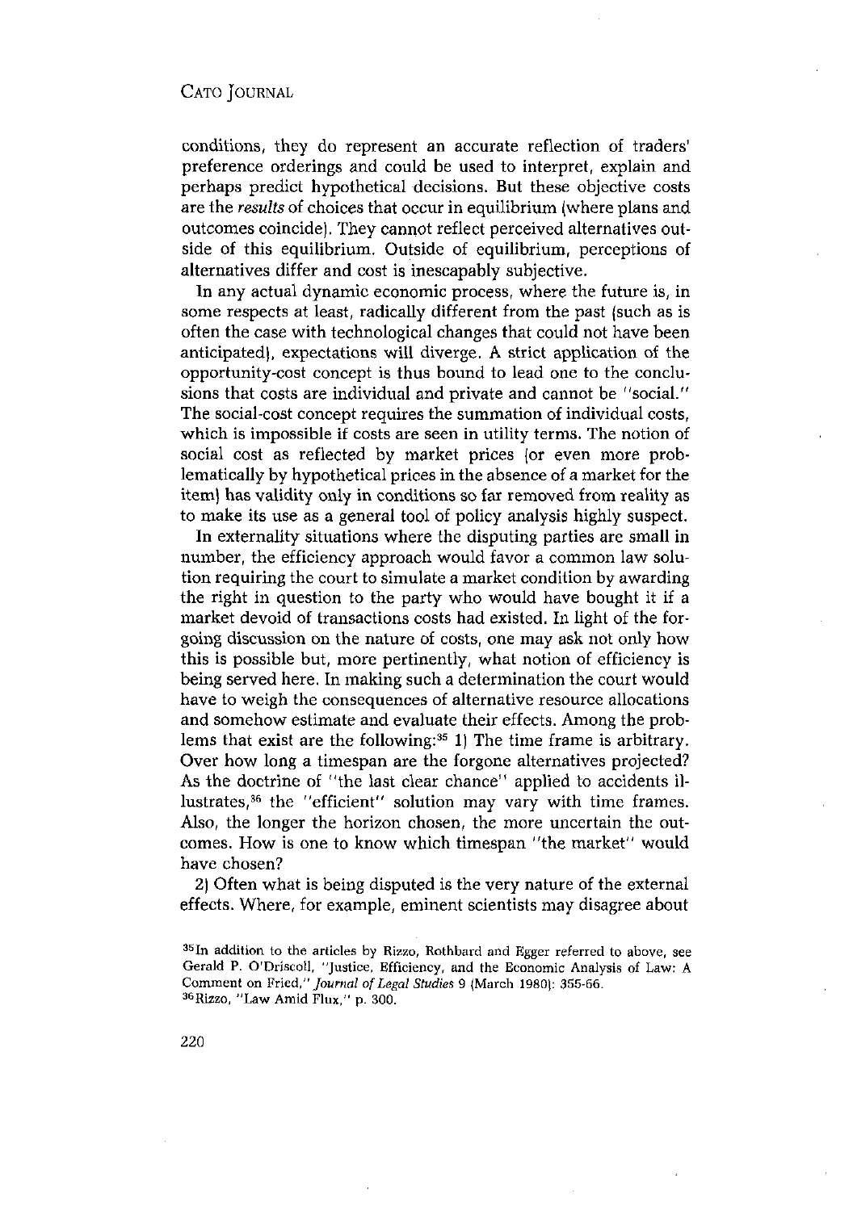conditions, they do represent an accurate reflection of traders' preference orderings and could be used to interpret, explain and perhaps predict hypothetical decisions. But these objective costs are the *results* of choices that occur in equilibrium (where plans and outcomes coincide). They cannot reflect perceived alternatives outside of this equilibrium. Outside of equilibrium, perceptions of alternatives differ and cost is inescapably subjective.

In any actual dynamic economic process, where the future is, in some respects at least, radically different from the past (such as is often the case with technological changes that could not have been anticipated), expectations will diverge. A strict application of the opportunity-cost concept is thus bound to lead one to the conclusions that costs are individual and private and cannot be "social." The social-cost concept requires the summation of individual costs, which is impossible if costs are seen in utility terms. The notion of social cost as reflected by market prices (or even more problematically by hypothetical prices in the absence of a market for the item) has validity only in conditions so far removed from reality as to make its use as a general tool of policy analysis highly suspect.

In externality situations where the disputing parties are small in number, the efficiency approach would favor a common law solution requiring the court to simulate a market condition by awarding the right in question to the party who would have bought it if a market devoid of transactions costs had existed. In light of the foregoing discussion on the nature of costs, one may ask not only how this is possible but, more pertinently, what notion of efficiency is being served here. In making such a determination the court would have to weigh the consequences of alternative resource allocations and somehow estimate and evaluate their effects. Among the problems that exist are the following:[35] 1) The time frame is arbitrary. Over how long a timespan are the forgone alternatives projected? As the doctrine of "the last clear chance" applied to accidents illustrates,[36] the "efficient" solution may vary with time frames. Also, the longer the horizon chosen, the more uncertain the outcomes. How is one to know which timespan "the market" would have chosen?

2) Often what is being disputed is the very nature of the external effects. Where, for example, eminent scientists may disagree about

[35] In addition to the articles by Rizzo, Rothbard and Egger referred to above, see Gerald P. O'Driscoll, "Justice, Efficiency, and the Economic Analysis of Law: A Comment on Fried," *Journal of Legal Studies* 9 (March 1980): 355-66.

[36] Rizzo, "Law Amid Flux," p. 300.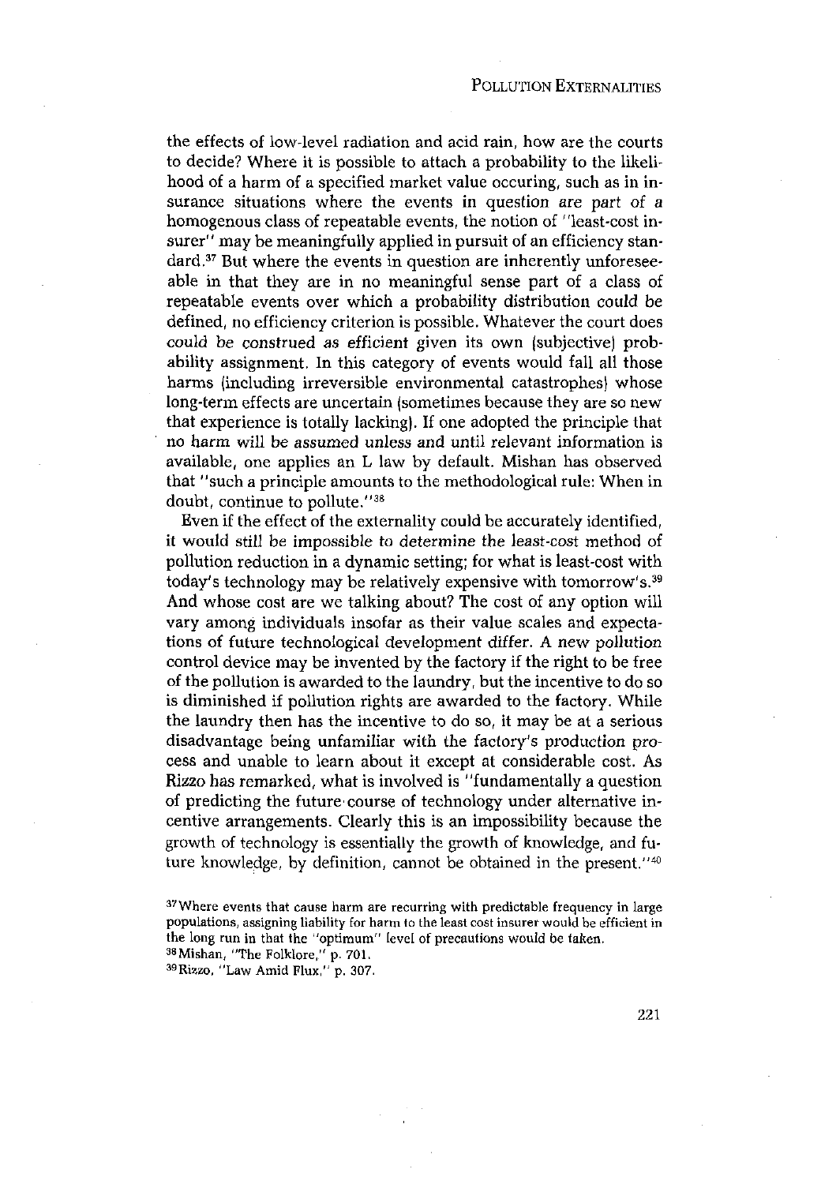the effects of low-level radiation and acid rain, how are the courts to decide? Where it is possible to attach a probability to the likelihood of a harm of a specified market value occuring, such as in insurance situations where the events in question are part of a homogenous class of repeatable events, the notion of "least-cost insurer" may be meaningfully applied in pursuit of an efficiency standard.[37] But where the events in question are inherently unforeseeable in that they are in no meaningful sense part of a class of repeatable events over which a probability distribution could be defined, no efficiency criterion is possible. Whatever the court does could be construed as efficient given its own (subjective) probability assignment. In this category of events would fall all those harms (including irreversible environmental catastrophes) whose long-term effects are uncertain (sometimes because they are so new that experience is totally lacking). If one adopted the principle that no harm will be assumed unless and until relevant information is available, one applies an L law by default. Mishan has observed that "such a principle amounts to the methodological rule: When in doubt, continue to pollute."[38]

Even if the effect of the externality could be accurately identified, it would still be impossible to determine the least-cost method of pollution reduction in a dynamic setting; for what is least-cost with today's technology may be relatively expensive with tomorrow's.[39] And whose cost are we talking about? The cost of any option will vary among individuals insofar as their value scales and expectations of future technological development differ. A new pollution control device may be invented by the factory if the right to be free of the pollution is awarded to the laundry, but the incentive to do so is diminished if pollution rights are awarded to the factory. While the laundry then has the incentive to do so, it may be at a serious disadvantage being unfamiliar with the factory's production process and unable to learn about it except at considerable cost. As Rizzo has remarked, what is involved is "fundamentally a question of predicting the future course of technology under alternative incentive arrangements. Clearly this is an impossibility because the growth of technology is essentially the growth of knowledge, and future knowledge, by definition, cannot be obtained in the present."[40]

[37] Where events that cause harm are recurring with predictable frequency in large populations, assigning liability for harm to the least cost insurer would be efficient in the long run in that the "optimum" level of precautions would be taken.

[38] Mishan, "The Folklore," p. 701.

[39] Rizzo, "Law Amid Flux," p. 307.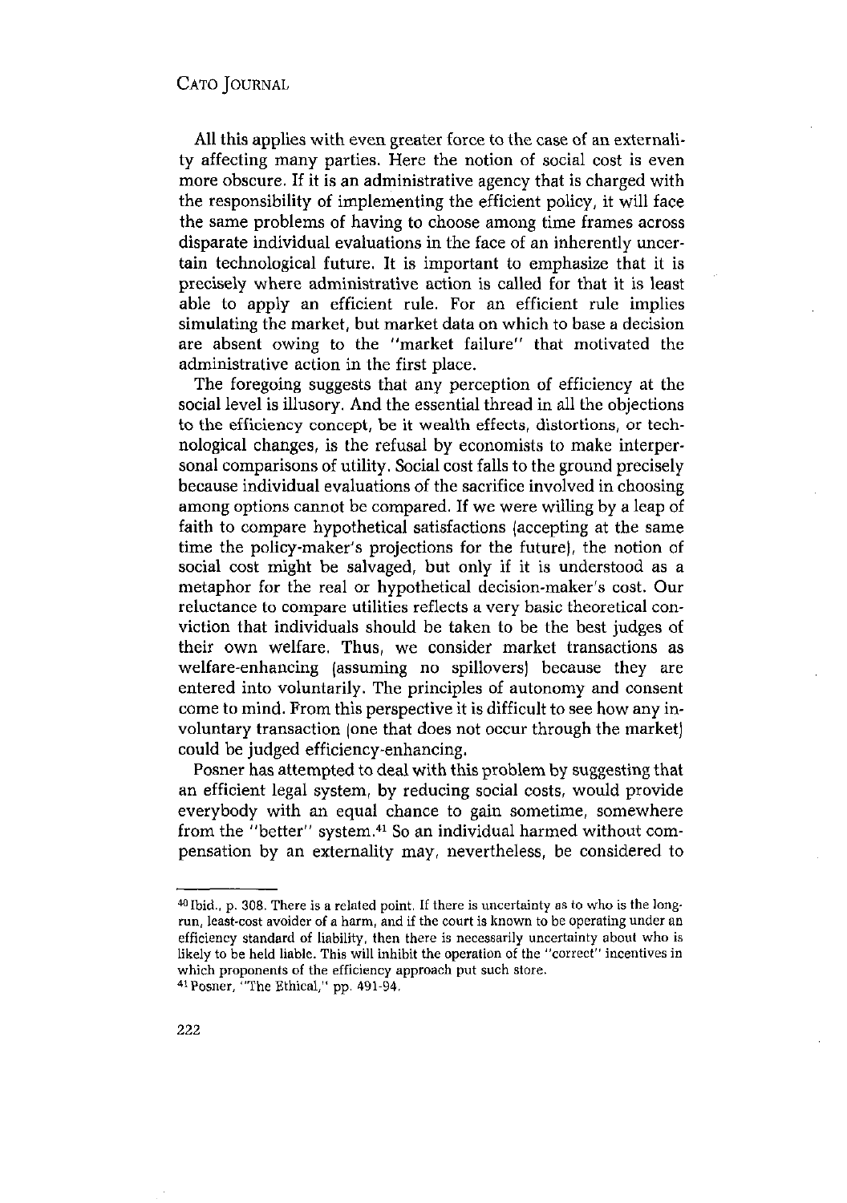All this applies with even greater force to the case of an externality affecting many parties. Here the notion of social cost is even more obscure. If it is an administrative agency that is charged with the responsibility of implementing the efficient policy, it will face the same problems of having to choose among time frames across disparate individual evaluations in the face of an inherently uncertain technological future. It is important to emphasize that it is precisely where administrative action is called for that it is least able to apply an efficient rule. For an efficient rule implies simulating the market, but market data on which to base a decision are absent owing to the "market failure" that motivated the administrative action in the first place.

The foregoing suggests that any perception of efficiency at the social level is illusory. And the essential thread in all the objections to the efficiency concept, be it wealth effects, distortions, or technological changes, is the refusal by economists to make interpersonal comparisons of utility. Social cost falls to the ground precisely because individual evaluations of the sacrifice involved in choosing among options cannot be compared. If we were willing by a leap of faith to compare hypothetical satisfactions (accepting at the same time the policy-maker's projections for the future), the notion of social cost might be salvaged, but only if it is understood as a metaphor for the real or hypothetical decision-maker's cost. Our reluctance to compare utilities reflects a very basic theoretical conviction that individuals should be taken to be the best judges of their own welfare. Thus, we consider market transactions as welfare-enhancing (assuming no spillovers) because they are entered into voluntarily. The principles of autonomy and consent come to mind. From this perspective it is difficult to see how any involuntary transaction (one that does not occur through the market) could be judged efficiency-enhancing.

Posner has attempted to deal with this problem by suggesting that an efficient legal system, by reducing social costs, would provide everybody with an equal chance to gain sometime, somewhere from the "better" system.[41] So an individual harmed without compensation by an externality may, nevertheless, be considered to

---

[40] Ibid., p. 308. There is a related point. If there is uncertainty as to who is the long-run, least-cost avoider of a harm, and if the court is known to be operating under an efficiency standard of liability, then there is necessarily uncertainty about who is likely to be held liable. This will inhibit the operation of the "correct" incentives in which proponents of the efficiency approach put such store.

[41] Posner, "The Ethical," pp. 491-94.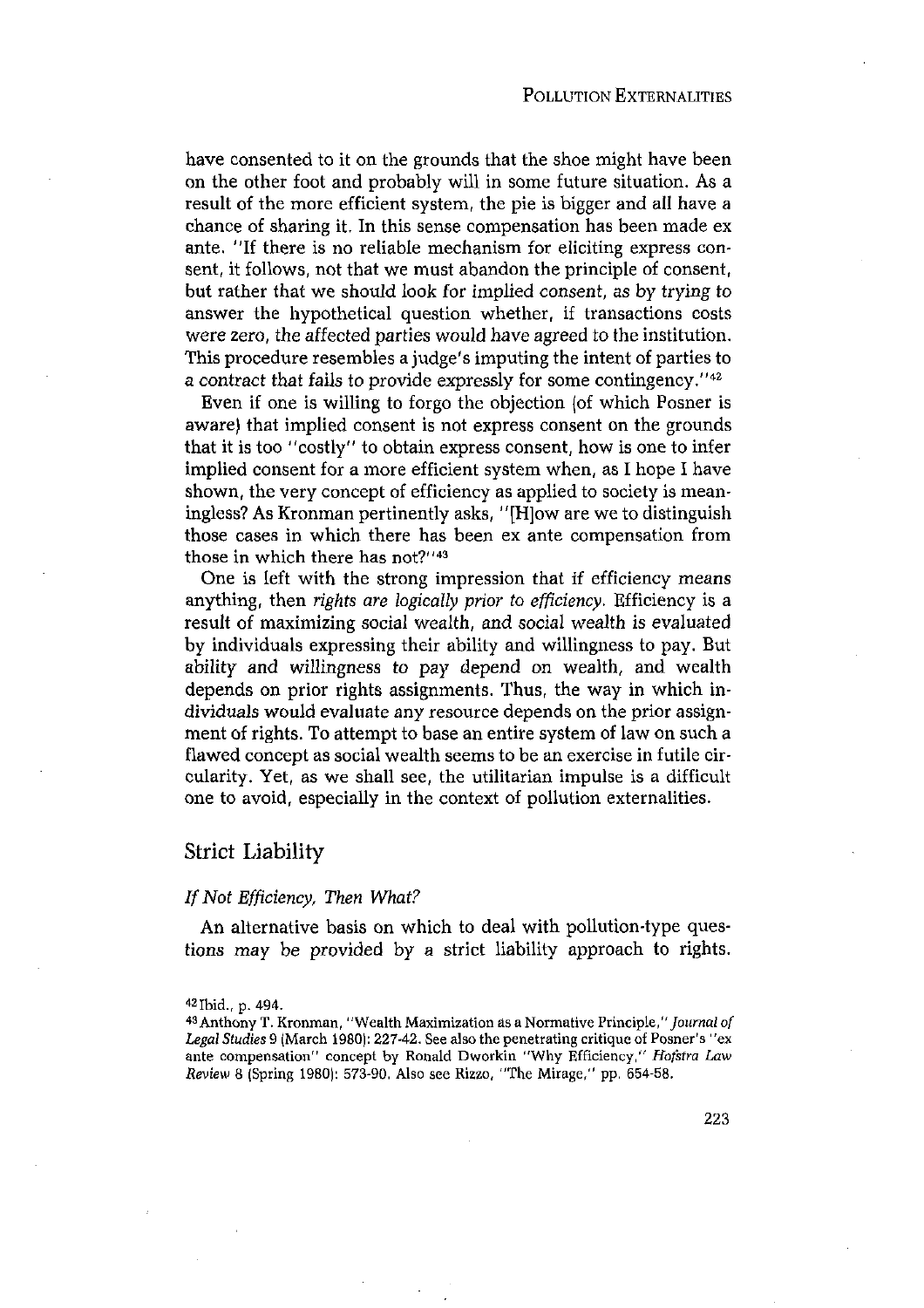have consented to it on the grounds that the shoe might have been on the other foot and probably will in some future situation. As a result of the more efficient system, the pie is bigger and all have a chance of sharing it. In this sense compensation has been made ex ante. "If there is no reliable mechanism for eliciting express consent, it follows, not that we must abandon the principle of consent, but rather that we should look for implied consent, as by trying to answer the hypothetical question whether, if transactions costs were zero, the affected parties would have agreed to the institution. This procedure resembles a judge's imputing the intent of parties to a contract that fails to provide expressly for some contingency."[42]

Even if one is willing to forgo the objection (of which Posner is aware) that implied consent is not express consent on the grounds that it is too "costly" to obtain express consent, how is one to infer implied consent for a more efficient system when, as I hope I have shown, the very concept of efficiency as applied to society is meaningless? As Kronman pertinently asks, "[H]ow are we to distinguish those cases in which there has been ex ante compensation from those in which there has not?"[43]

One is left with the strong impression that if efficiency means anything, then *rights are logically prior to efficiency.* Efficiency is a result of maximizing social wealth, and social wealth is evaluated by individuals expressing their ability and willingness to pay. But ability and willingness to pay depend on wealth, and wealth depends on prior rights assignments. Thus, the way in which individuals would evaluate any resource depends on the prior assignment of rights. To attempt to base an entire system of law on such a flawed concept as social wealth seems to be an exercise in futile circularity. Yet, as we shall see, the utilitarian impulse is a difficult one to avoid, especially in the context of pollution externalities.

## Strict Liability

### *If Not Efficiency, Then What?*

An alternative basis on which to deal with pollution-type questions may be provided by a strict liability approach to rights.

[42] Ibid., p. 494.

[43] Anthony T. Kronman, "Wealth Maximization as a Normative Principle," *Journal of Legal Studies* 9 (March 1980): 227-42. See also the penetrating critique of Posner's "ex ante compensation" concept by Ronald Dworkin "Why Efficiency," *Hofstra Law Review* 8 (Spring 1980): 573-90. Also see Rizzo, "The Mirage," pp. 654-58.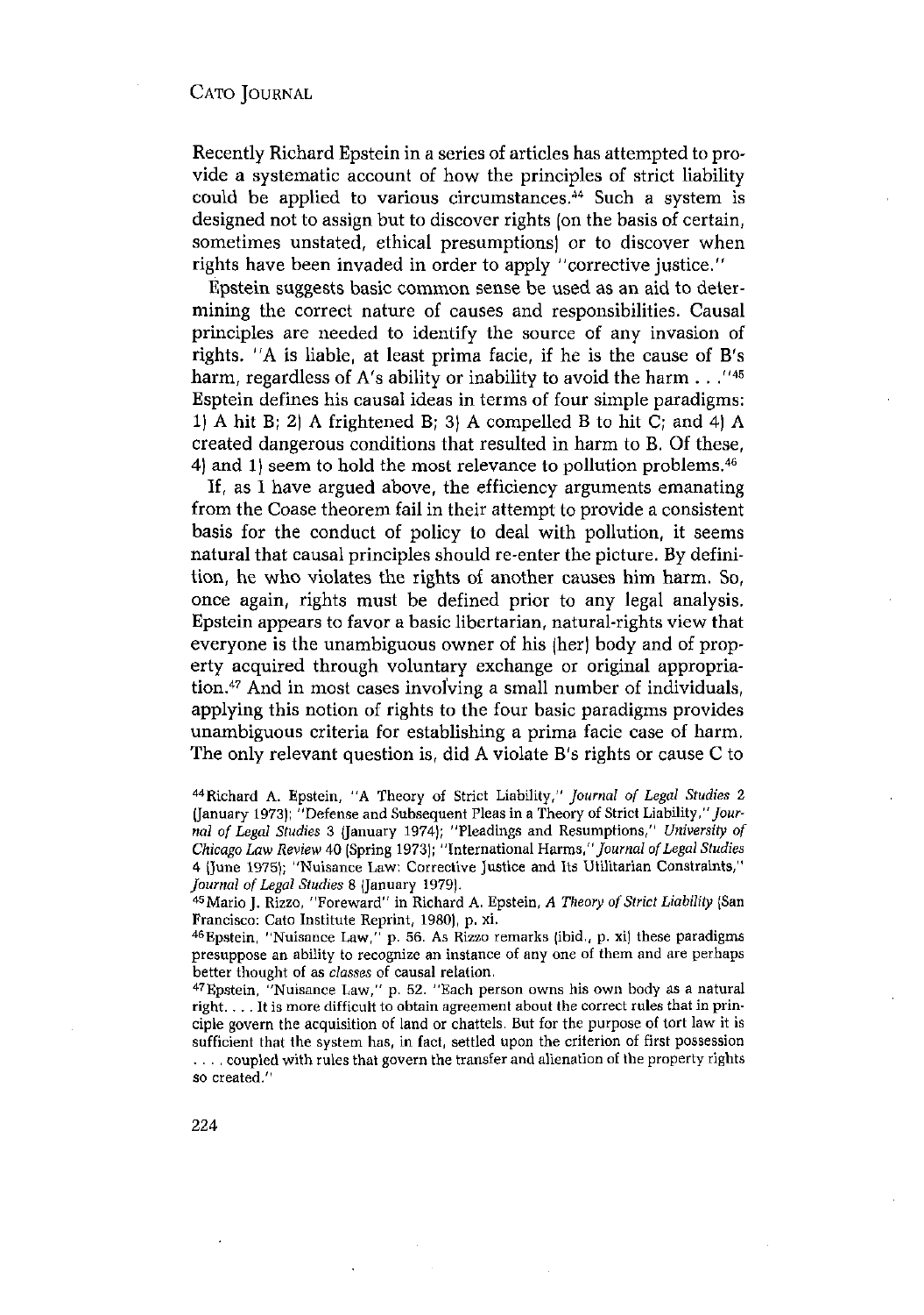Recently Richard Epstein in a series of articles has attempted to provide a systematic account of how the principles of strict liability could be applied to various circumstances.[44] Such a system is designed not to assign but to discover rights (on the basis of certain, sometimes unstated, ethical presumptions) or to discover when rights have been invaded in order to apply "corrective justice."

Epstein suggests basic common sense be used as an aid to determining the correct nature of causes and responsibilities. Causal principles are needed to identify the source of any invasion of rights. "A is liable, at least prima facie, if he is the cause of B's harm, regardless of A's ability or inability to avoid the harm . . ."[45] Esptein defines his causal ideas in terms of four simple paradigms: 1) A hit B; 2) A frightened B; 3) A compelled B to hit C; and 4) A created dangerous conditions that resulted in harm to B. Of these, 4) and 1) seem to hold the most relevance to pollution problems.[46]

If, as I have argued above, the efficiency arguments emanating from the Coase theorem fail in their attempt to provide a consistent basis for the conduct of policy to deal with pollution, it seems natural that causal principles should re-enter the picture. By definition, he who violates the rights of another causes him harm. So, once again, rights must be defined prior to any legal analysis. Epstein appears to favor a basic libertarian, natural-rights view that everyone is the unambiguous owner of his (her) body and of property acquired through voluntary exchange or original appropriation.[47] And in most cases involving a small number of individuals, applying this notion of rights to the four basic paradigms provides unambiguous criteria for establishing a prima facie case of harm. The only relevant question is, did A violate B's rights or cause C to

---

[44] Richard A. Epstein, "A Theory of Strict Liability," *Journal of Legal Studies* 2 (January 1973); "Defense and Subsequent Pleas in a Theory of Strict Liability," *Journal of Legal Studies* 3 (January 1974); "Pleadings and Resumptions," *University of Chicago Law Review* 40 (Spring 1973); "International Harms," *Journal of Legal Studies* 4 (June 1975); "Nuisance Law: Corrective Justice and Its Utilitarian Constraints," *Journal of Legal Studies* 8 (January 1979).

[45] Mario J. Rizzo, "Foreward" in Richard A. Epstein, *A Theory of Strict Liability* (San Francisco: Cato Institute Reprint, 1980), p. xi.

[46] Epstein, "Nuisance Law," p. 56. As Rizzo remarks (ibid., p. xi) these paradigms presuppose an ability to recognize an instance of any one of them and are perhaps better thought of as *classes* of causal relation.

[47] Epstein, "Nuisance Law," p. 52. "Each person owns his own body as a natural right. . . . It is more difficult to obtain agreement about the correct rules that in principle govern the acquisition of land or chattels. But for the purpose of tort law it is sufficient that the system has, in fact, settled upon the criterion of first possession . . . . coupled with rules that govern the transfer and alienation of the property rights so created."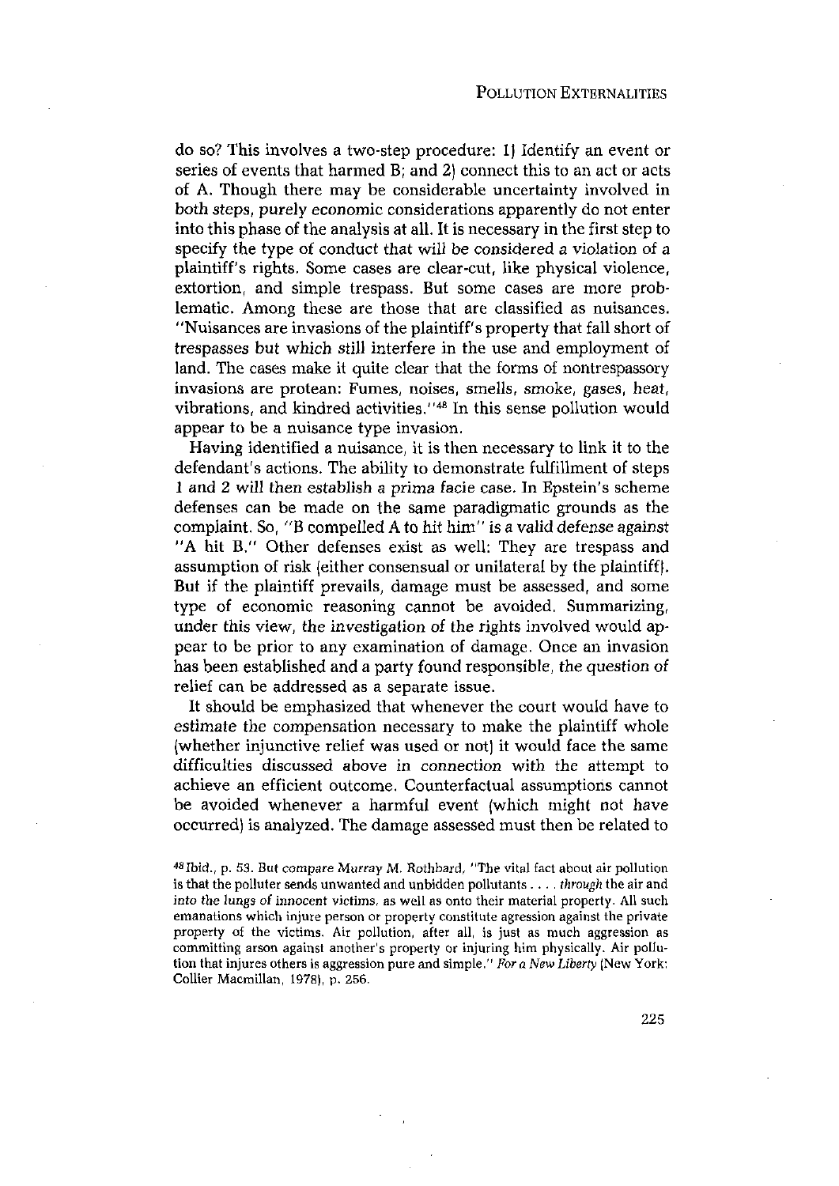do so? This involves a two-step procedure: 1) Identify an event or series of events that harmed B; and 2) connect this to an act or acts of A. Though there may be considerable uncertainty involved in both steps, purely economic considerations apparently do not enter into this phase of the analysis at all. It is necessary in the first step to specify the type of conduct that will be considered a violation of a plaintiff's rights. Some cases are clear-cut, like physical violence, extortion, and simple trespass. But some cases are more problematic. Among these are those that are classified as nuisances. "Nuisances are invasions of the plaintiff's property that fall short of trespasses but which still interfere in the use and employment of land. The cases make it quite clear that the forms of nontrespassory invasions are protean: Fumes, noises, smells, smoke, gases, heat, vibrations, and kindred activities."[48] In this sense pollution would appear to be a nuisance type invasion.

Having identified a nuisance, it is then necessary to link it to the defendant's actions. The ability to demonstrate fulfillment of steps 1 and 2 will then establish a *prima facie* case. In Epstein's scheme defenses can be made on the same paradigmatic grounds as the complaint. So, "B compelled A to hit him" is a valid defense against "A hit B." Other defenses exist as well: They are trespass and assumption of risk (either consensual or unilateral by the plaintiff). But if the plaintiff prevails, damage must be assessed, and some type of economic reasoning cannot be avoided. Summarizing, under this view, the investigation of the rights involved would appear to be prior to any examination of damage. Once an invasion has been established and a party found responsible, the question of relief can be addressed as a separate issue.

It should be emphasized that whenever the court would have to estimate the compensation necessary to make the plaintiff whole (whether injunctive relief was used or not) it would face the same difficulties discussed above in connection with the attempt to achieve an efficient outcome. Counterfactual assumptions cannot be avoided whenever a harmful event (which might not have occurred) is analyzed. The damage assessed must then be related to

[48] Ibid., p. 53. But compare Murray M. Rothbard, "The vital fact about air pollution is that the polluter sends unwanted and unbidden pollutants . . . . *through* the air and *into the lungs* of innocent victims, as well as onto their material property. All such emanations which injure person or property constitute agression against the private property of the victims. Air pollution, after all, is just as much aggression as committing arson against another's property or injuring him physically. Air pollution that injures others is aggression pure and simple." *For a New Liberty* (New York: Collier Macmillan, 1978), p. 256.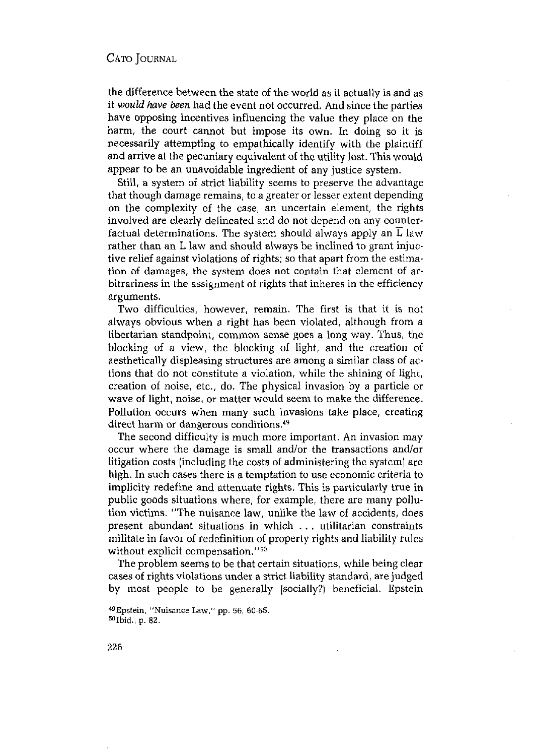the difference between the state of the world as it actually is and as it *would have been* had the event not occurred. And since the parties have opposing incentives influencing the value they place on the harm, the court cannot but impose its own. In doing so it is necessarily attempting to empathically identify with the plaintiff and arrive at the pecuniary equivalent of the utility lost. This would appear to be an unavoidable ingredient of any justice system.

Still, a system of strict liability seems to preserve the advantage that though damage remains, to a greater or lesser extent depending on the complexity of the case, an uncertain element, the rights involved are clearly delineated and do not depend on any counterfactual determinations. The system should always apply an $\overline{L}$ law rather than an L law and should always be inclined to grant injuctive relief against violations of rights; so that apart from the estimation of damages, the system does not contain that element of arbitrariness in the assignment of rights that inheres in the efficiency arguments.

Two difficulties, however, remain. The first is that it is not always obvious when a right has been violated, although from a libertarian standpoint, common sense goes a long way. Thus, the blocking of a view, the blocking of light, and the creation of aesthetically displeasing structures are among a similar class of actions that do not constitute a violation, while the shining of light, creation of noise, etc., do. The physical invasion by a particle or wave of light, noise, or matter would seem to make the difference. Pollution occurs when many such invasions take place, creating direct harm or dangerous conditions.[49]

The second difficulty is much more important. An invasion may occur where the damage is small and/or the transactions and/or litigation costs (including the costs of administering the system) are high. In such cases there is a temptation to use economic criteria to implicity redefine and attenuate rights. This is particularly true in public goods situations where, for example, there are many pollution victims. "The nuisance law, unlike the law of accidents, does present abundant situations in which . . . utilitarian constraints militate in favor of redefinition of property rights and liability rules without explicit compensation."[50]

The problem seems to be that certain situations, while being clear cases of rights violations under a strict liability standard, are judged by most people to be generally (socially?) beneficial. Epstein

[49] Epstein, "Nuisance Law," pp. 56, 60-65.
[50] Ibid., p. 82.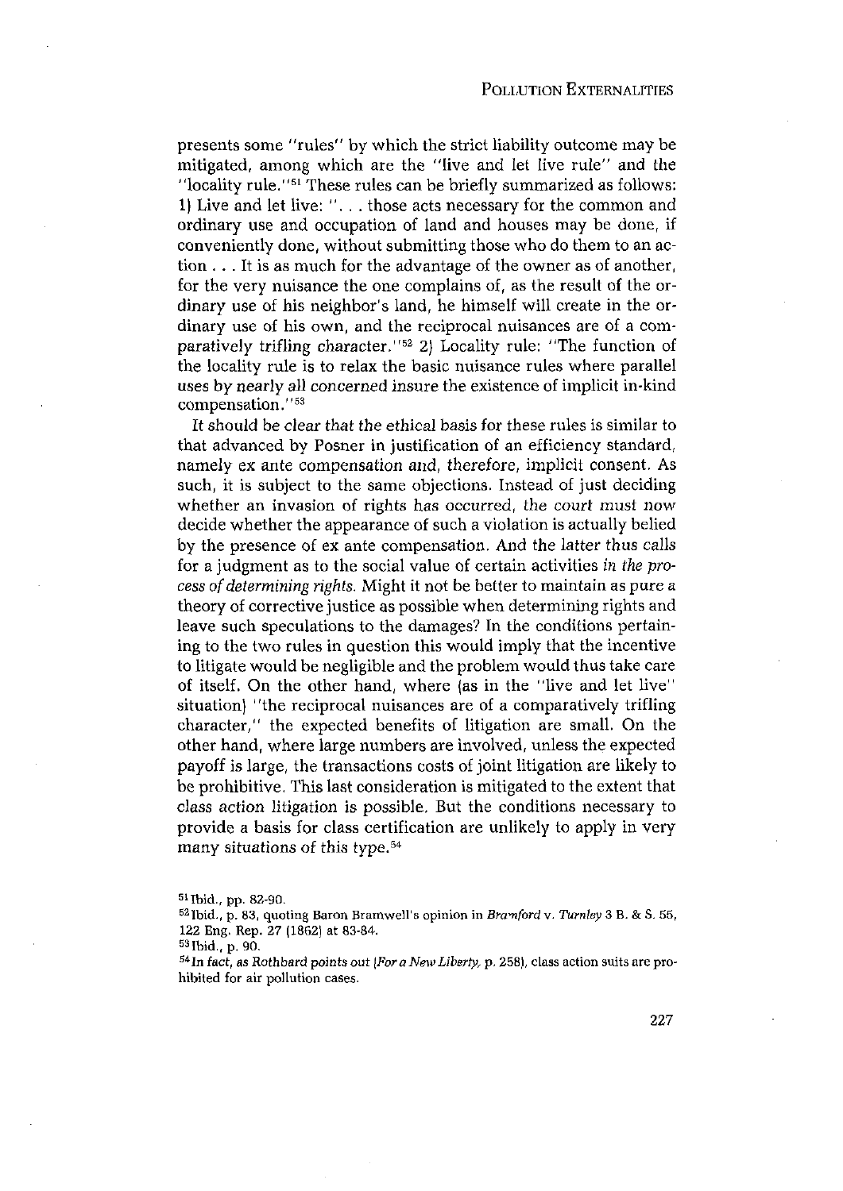presents some "rules" by which the strict liability outcome may be mitigated, among which are the "live and let live rule" and the "locality rule."[51] These rules can be briefly summarized as follows: 1) Live and let live: ". . . those acts necessary for the common and ordinary use and occupation of land and houses may be done, if conveniently done, without submitting those who do them to an action . . . It is as much for the advantage of the owner as of another, for the very nuisance the one complains of, as the result of the ordinary use of his neighbor's land, he himself will create in the ordinary use of his own, and the reciprocal nuisances are of a comparatively trifling character."[52] 2) Locality rule: "The function of the locality rule is to relax the basic nuisance rules where parallel uses by nearly all concerned insure the existence of implicit in-kind compensation."[53]

It should be clear that the ethical basis for these rules is similar to that advanced by Posner in justification of an efficiency standard, namely ex ante compensation and, therefore, implicit consent. As such, it is subject to the same objections. Instead of just deciding whether an invasion of rights has occurred, the court must now decide whether the appearance of such a violation is actually belied by the presence of ex ante compensation. And the latter thus calls for a judgment as to the social value of certain activities *in the process of determining rights.* Might it not be better to maintain as pure a theory of corrective justice as possible when determining rights and leave such speculations to the damages? In the conditions pertaining to the two rules in question this would imply that the incentive to litigate would be negligible and the problem would thus take care of itself. On the other hand, where (as in the "live and let live" situation) "the reciprocal nuisances are of a comparatively trifling character," the expected benefits of litigation are small. On the other hand, where large numbers are involved, unless the expected payoff is large, the transactions costs of joint litigation are likely to be prohibitive. This last consideration is mitigated to the extent that class action litigation is possible. But the conditions necessary to provide a basis for class certification are unlikely to apply in very many situations of this type.[54]

---

[51] Ibid., pp. 82-90.

[52] Ibid., p. 83, quoting Baron Bramwell's opinion in *Bramford* v. *Turnley* 3 B. & S. 55, 122 Eng. Rep. 27 (1862) at 83-84.

[53] Ibid., p. 90.

[54] In fact, as Rothbard points out (*For a New Liberty*, p. 258), class action suits are prohibited for air pollution cases.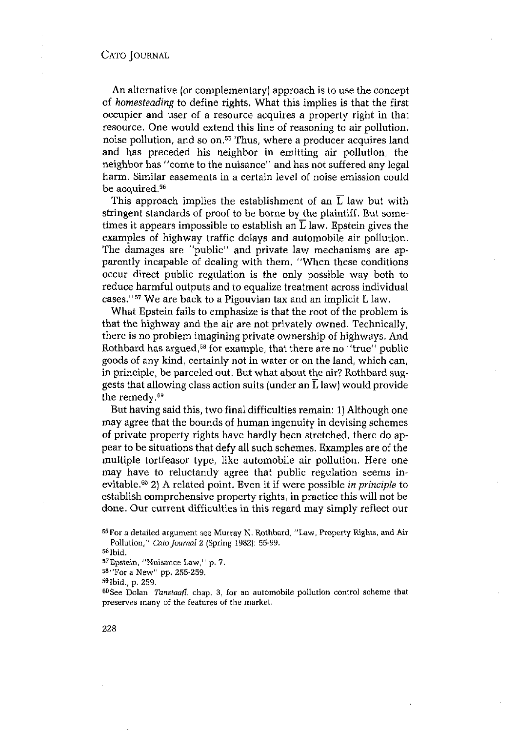An alternative (or complementary) approach is to use the concept of *homesteading* to define rights. What this implies is that the first occupier and user of a resource acquires a property right in that resource. One would extend this line of reasoning to air pollution, noise pollution, and so on.[55] Thus, where a producer acquires land and has preceded his neighbor in emitting air pollution, the neighbor has "come to the nuisance" and has not suffered any legal harm. Similar easements in a certain level of noise emission could be acquired.[56]

This approach implies the establishment of an $\overline{L}$ law but with stringent standards of proof to be borne by the plaintiff. But sometimes it appears impossible to establish an $\overline{L}$ law. Epstein gives the examples of highway traffic delays and automobile air pollution. The damages are "public" and private law mechanisms are apparently incapable of dealing with them. "When these conditions occur direct public regulation is the only possible way both to reduce harmful outputs and to equalize treatment across individual cases."[57] We are back to a Pigouvian tax and an implicit L law.

What Epstein fails to emphasize is that the root of the problem is that the highway and the air are not privately owned. Technically, there is no problem imagining private ownership of highways. And Rothbard has argued,[58] for example, that there are no "true" public goods of any kind, certainly not in water or on the land, which can, in principle, be parceled out. But what about the air? Rothbard suggests that allowing class action suits (under an $\overline{L}$ law) would provide the remedy.[59]

But having said this, two final difficulties remain: 1) Although one may agree that the bounds of human ingenuity in devising schemes of private property rights have hardly been stretched, there do appear to be situations that defy all such schemes. Examples are of the multiple tortfeasor type, like automobile air pollution. Here one may have to reluctantly agree that public regulation seems inevitable.[60] 2) A related point. Even it if were possible *in principle* to establish comprehensive property rights, in practice this will not be done. Our current difficulties in this regard may simply reflect our

---

[55] For a detailed argument see Murray N. Rothbard, "Law, Property Rights, and Air Pollution," *Cato Journal* 2 (Spring 1982): 55-99.

[56] Ibid.

[57] Epstein, "Nuisance Law," p. 7.

[58] "For a New" pp. 255-259.

[59] Ibid., p. 259.

[60] See Dolan, *Tanstaafl*, chap. 3, for an automobile pollution control scheme that preserves many of the features of the market.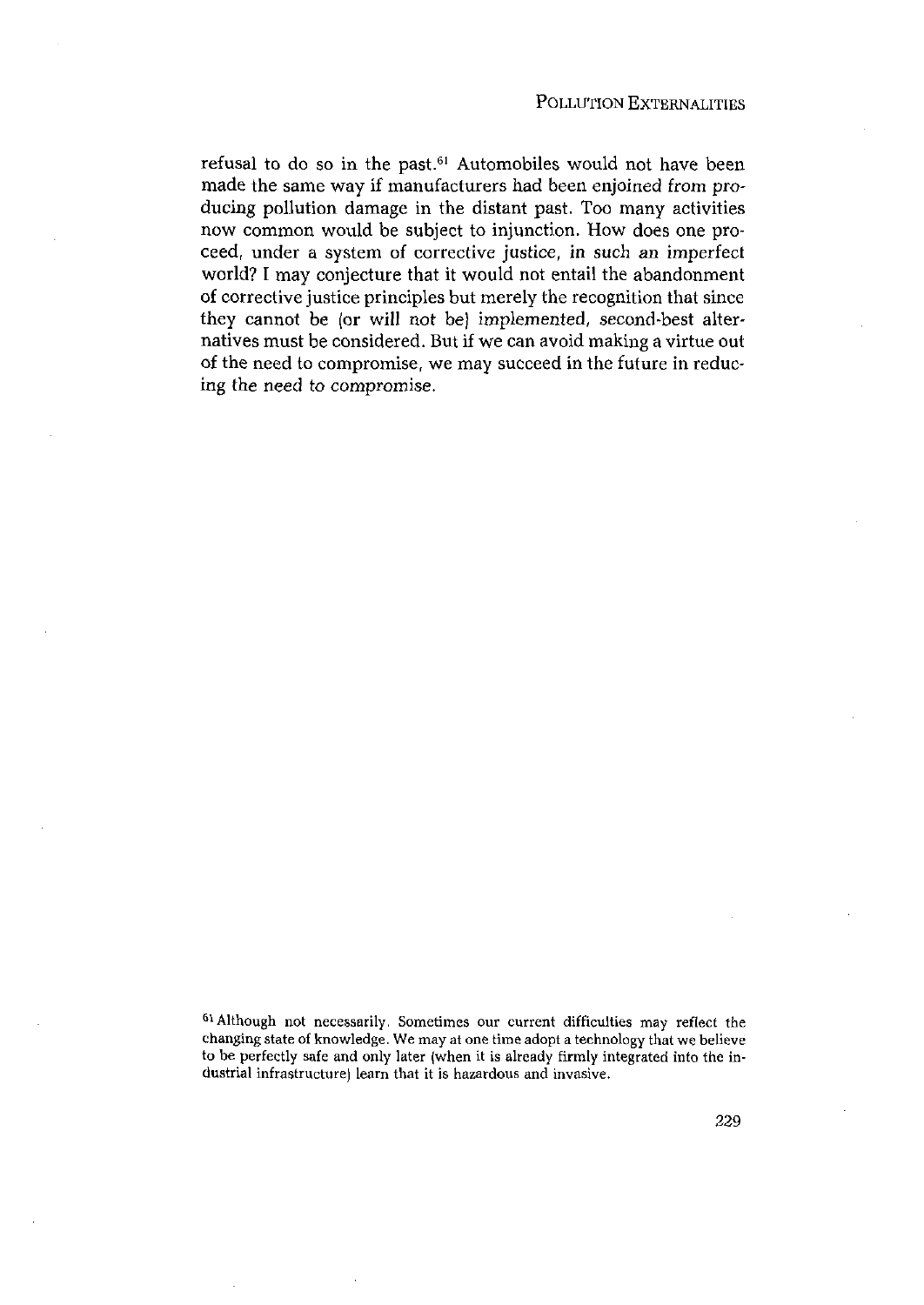refusal to do so in the past.[61] Automobiles would not have been made the same way if manufacturers had been enjoined from producing pollution damage in the distant past. Too many activities now common would be subject to injunction. How does one proceed, under a system of corrective justice, in such an imperfect world? I may conjecture that it would not entail the abandonment of corrective justice principles but merely the recognition that since they cannot be (or will not be) implemented, second-best alternatives must be considered. But if we can avoid making a virtue out of the need to compromise, we may succeed in the future in reducing the need to compromise.

[61] Although not necessarily. Sometimes our current difficulties may reflect the changing state of knowledge. We may at one time adopt a technology that we believe to be perfectly safe and only later (when it is already firmly integrated into the industrial infrastructure) learn that it is hazardous and invasive.